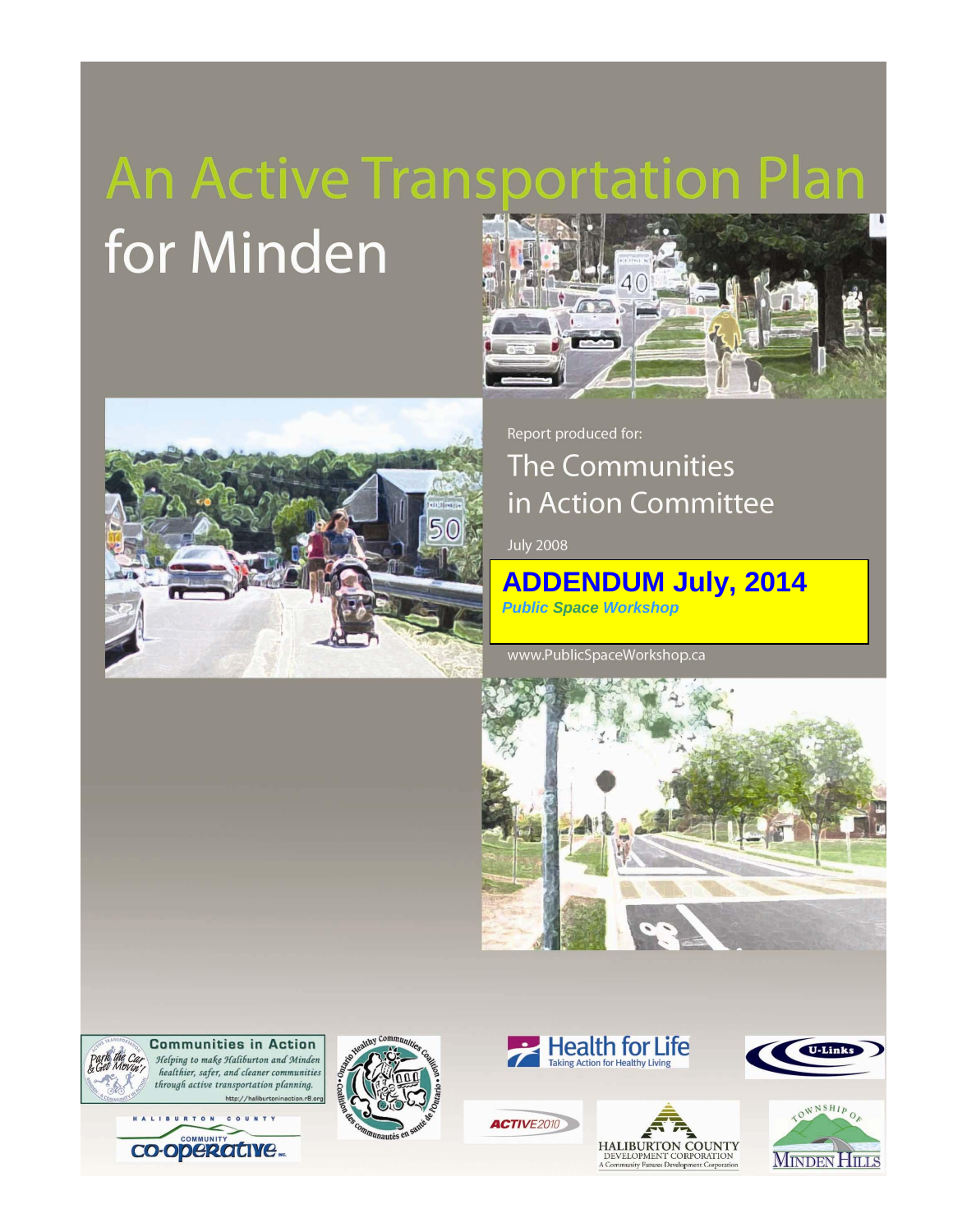# An Active Transportation Plan for Minden

Report produced for:

## The Communities in Action Committee

July 2008

**ADDENDUM July, 2014**

***Public Space Workshop***

www.PublicSpaceWorkshop.ca

Communities in Action

*Helping to make Haliburton and Minden healthier, safer, and cleaner communities through active transportation planning.*

http://haliburtoninaction.r8.org

Health for Life — Taking Action for Healthy Living

U-Links

Haliburton County Community Co-operative Inc.

Ontario Healthy Communities Coalition

ACTIVE2010

Haliburton County Development Corporation — A Community Futures Development Corporation

Township of Minden Hills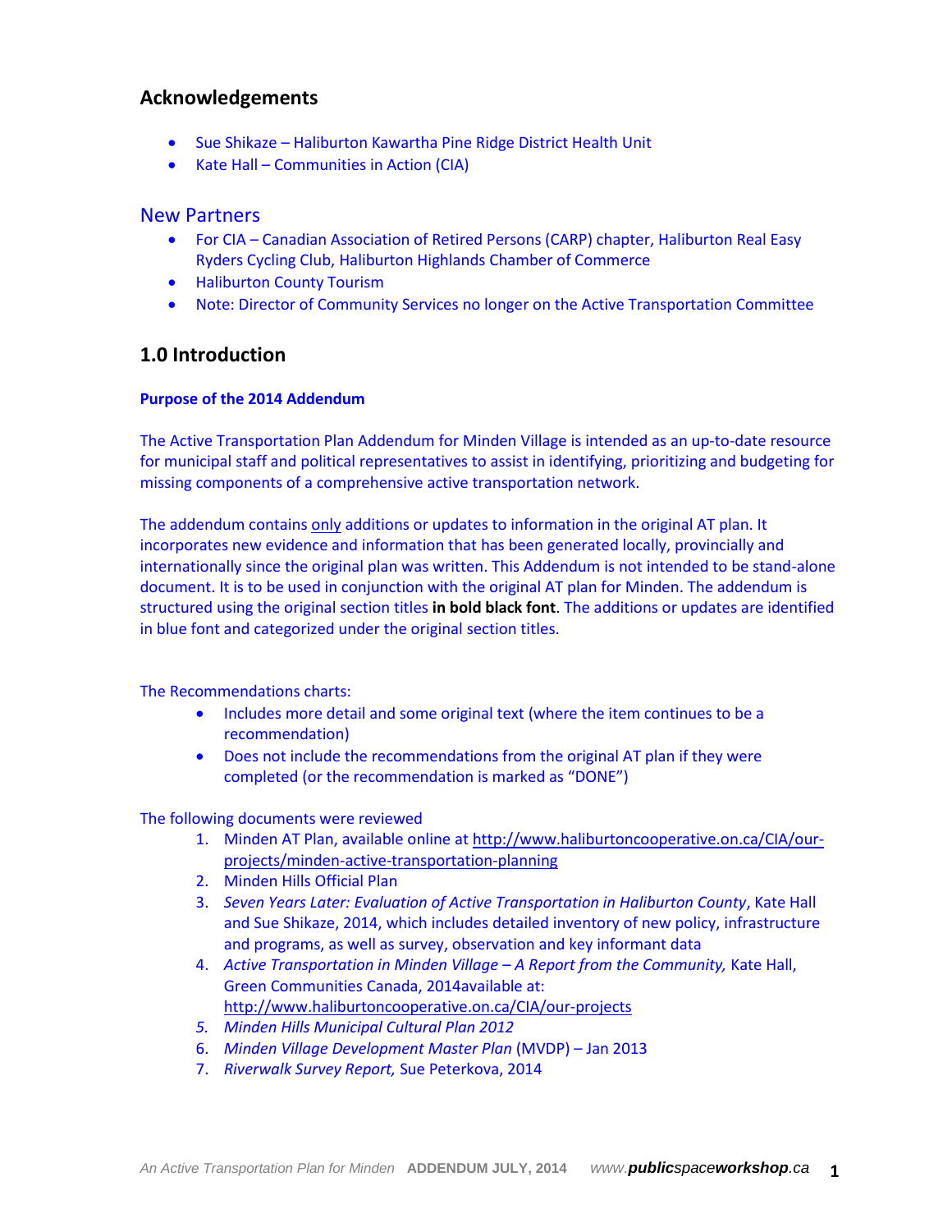## Acknowledgements

- Sue Shikaze – Haliburton Kawartha Pine Ridge District Health Unit
- Kate Hall – Communities in Action (CIA)

### New Partners

- For CIA – Canadian Association of Retired Persons (CARP) chapter, Haliburton Real Easy Ryders Cycling Club, Haliburton Highlands Chamber of Commerce
- Haliburton County Tourism
- Note: Director of Community Services no longer on the Active Transportation Committee

## 1.0 Introduction

**Purpose of the 2014 Addendum**

The Active Transportation Plan Addendum for Minden Village is intended as an up-to-date resource for municipal staff and political representatives to assist in identifying, prioritizing and budgeting for missing components of a comprehensive active transportation network.

The addendum contains only additions or updates to information in the original AT plan. It incorporates new evidence and information that has been generated locally, provincially and internationally since the original plan was written. This Addendum is not intended to be stand-alone document. It is to be used in conjunction with the original AT plan for Minden. The addendum is structured using the original section titles **in bold black font**. The additions or updates are identified in blue font and categorized under the original section titles.

The Recommendations charts:

- Includes more detail and some original text (where the item continues to be a recommendation)
- Does not include the recommendations from the original AT plan if they were completed (or the recommendation is marked as "DONE")

The following documents were reviewed

1. Minden AT Plan, available online at http://www.haliburtoncooperative.on.ca/CIA/our-projects/minden-active-transportation-planning
2. Minden Hills Official Plan
3. *Seven Years Later: Evaluation of Active Transportation in Haliburton County*, Kate Hall and Sue Shikaze, 2014, which includes detailed inventory of new policy, infrastructure and programs, as well as survey, observation and key informant data
4. *Active Transportation in Minden Village – A Report from the Community,* Kate Hall, Green Communities Canada, 2014available at: http://www.haliburtoncooperative.on.ca/CIA/our-projects
5. *Minden Hills Municipal Cultural Plan 2012*
6. *Minden Village Development Master Plan* (MVDP) – Jan 2013
7. *Riverwalk Survey Report,* Sue Peterkova, 2014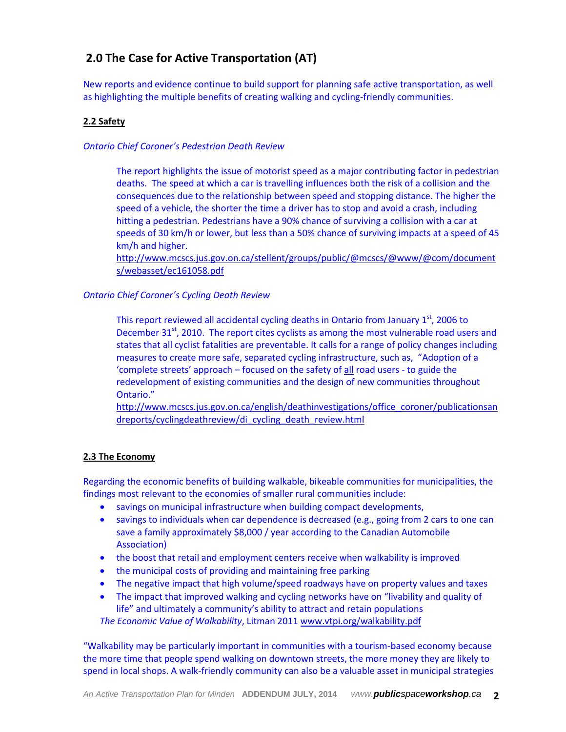## 2.0 The Case for Active Transportation (AT)

New reports and evidence continue to build support for planning safe active transportation, as well as highlighting the multiple benefits of creating walking and cycling-friendly communities.

### 2.2 Safety

*Ontario Chief Coroner's Pedestrian Death Review*

The report highlights the issue of motorist speed as a major contributing factor in pedestrian deaths. The speed at which a car is travelling influences both the risk of a collision and the consequences due to the relationship between speed and stopping distance. The higher the speed of a vehicle, the shorter the time a driver has to stop and avoid a crash, including hitting a pedestrian. Pedestrians have a 90% chance of surviving a collision with a car at speeds of 30 km/h or lower, but less than a 50% chance of surviving impacts at a speed of 45 km/h and higher.
http://www.mcscs.jus.gov.on.ca/stellent/groups/public/@mcscs/@www/@com/documents/webasset/ec161058.pdf

*Ontario Chief Coroner's Cycling Death Review*

This report reviewed all accidental cycling deaths in Ontario from January 1st, 2006 to December 31st, 2010. The report cites cyclists as among the most vulnerable road users and states that all cyclist fatalities are preventable. It calls for a range of policy changes including measures to create more safe, separated cycling infrastructure, such as, "Adoption of a 'complete streets' approach – focused on the safety of all road users - to guide the redevelopment of existing communities and the design of new communities throughout Ontario."
http://www.mcscs.jus.gov.on.ca/english/deathinvestigations/office_coroner/publicationsandreports/cyclingdeathreview/di_cycling_death_review.html

### 2.3 The Economy

Regarding the economic benefits of building walkable, bikeable communities for municipalities, the findings most relevant to the economies of smaller rural communities include:

- savings on municipal infrastructure when building compact developments,
- savings to individuals when car dependence is decreased (e.g., going from 2 cars to one can save a family approximately $8,000 / year according to the Canadian Automobile Association)
- the boost that retail and employment centers receive when walkability is improved
- the municipal costs of providing and maintaining free parking
- The negative impact that high volume/speed roadways have on property values and taxes
- The impact that improved walking and cycling networks have on "livability and quality of life" and ultimately a community's ability to attract and retain populations

*The Economic Value of Walkability*, Litman 2011 www.vtpi.org/walkability.pdf

"Walkability may be particularly important in communities with a tourism-based economy because the more time that people spend walking on downtown streets, the more money they are likely to spend in local shops. A walk-friendly community can also be a valuable asset in municipal strategies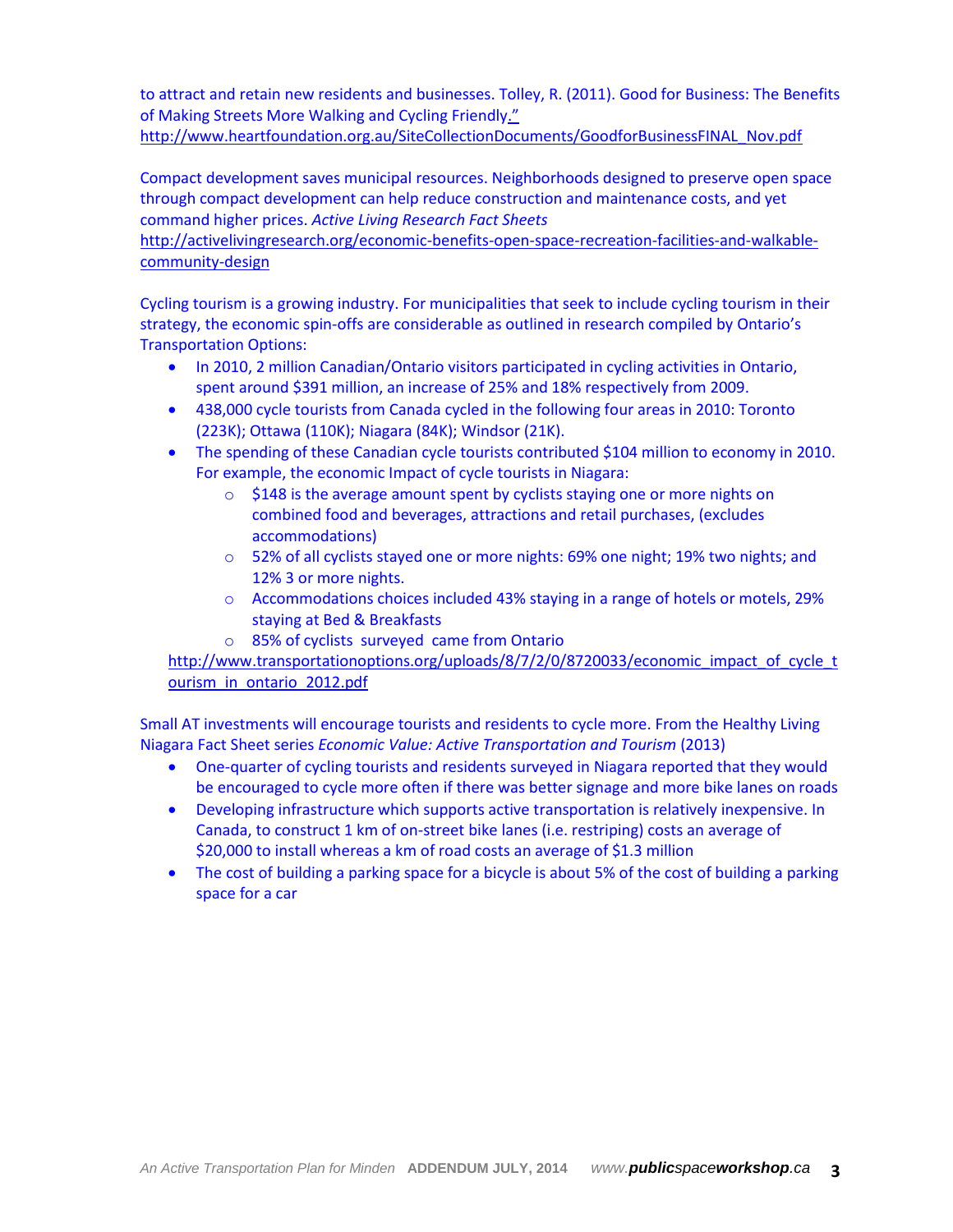to attract and retain new residents and businesses. Tolley, R. (2011). Good for Business: The Benefits of Making Streets More Walking and Cycling Friendly."
http://www.heartfoundation.org.au/SiteCollectionDocuments/GoodforBusinessFINAL_Nov.pdf

Compact development saves municipal resources. Neighborhoods designed to preserve open space through compact development can help reduce construction and maintenance costs, and yet command higher prices. *Active Living Research Fact Sheets*
http://activelivingresearch.org/economic-benefits-open-space-recreation-facilities-and-walkable-community-design

Cycling tourism is a growing industry. For municipalities that seek to include cycling tourism in their strategy, the economic spin-offs are considerable as outlined in research compiled by Ontario's Transportation Options:

- In 2010, 2 million Canadian/Ontario visitors participated in cycling activities in Ontario, spent around $391 million, an increase of 25% and 18% respectively from 2009.
- 438,000 cycle tourists from Canada cycled in the following four areas in 2010: Toronto (223K); Ottawa (110K); Niagara (84K); Windsor (21K).
- The spending of these Canadian cycle tourists contributed $104 million to economy in 2010. For example, the economic Impact of cycle tourists in Niagara:
    - $148 is the average amount spent by cyclists staying one or more nights on combined food and beverages, attractions and retail purchases, (excludes accommodations)
    - 52% of all cyclists stayed one or more nights: 69% one night; 19% two nights; and 12% 3 or more nights.
    - Accommodations choices included 43% staying in a range of hotels or motels, 29% staying at Bed & Breakfasts
    - 85% of cyclists surveyed came from Ontario

  http://www.transportationoptions.org/uploads/8/7/2/0/8720033/economic_impact_of_cycle_tourism_in_ontario_2012.pdf

Small AT investments will encourage tourists and residents to cycle more. From the Healthy Living Niagara Fact Sheet series *Economic Value: Active Transportation and Tourism* (2013)

- One-quarter of cycling tourists and residents surveyed in Niagara reported that they would be encouraged to cycle more often if there was better signage and more bike lanes on roads
- Developing infrastructure which supports active transportation is relatively inexpensive. In Canada, to construct 1 km of on-street bike lanes (i.e. restriping) costs an average of $20,000 to install whereas a km of road costs an average of $1.3 million
- The cost of building a parking space for a bicycle is about 5% of the cost of building a parking space for a car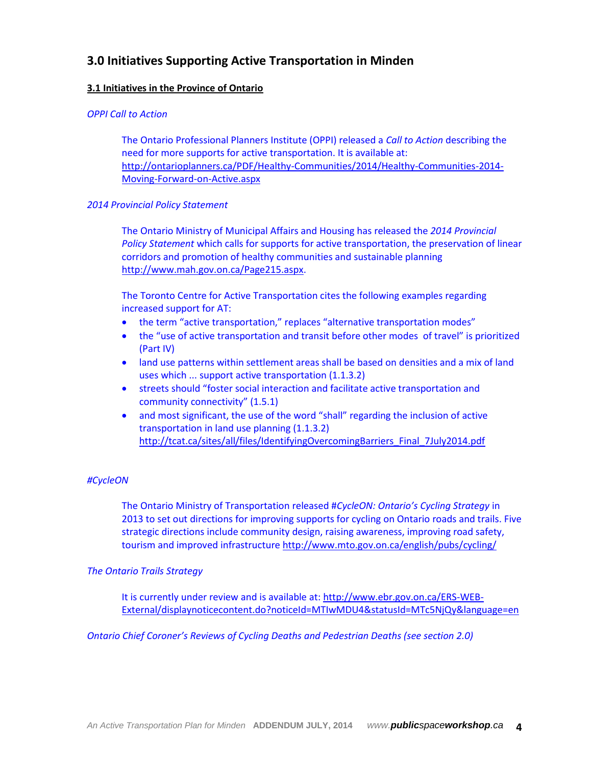## 3.0 Initiatives Supporting Active Transportation in Minden

### 3.1 Initiatives in the Province of Ontario

*OPPI Call to Action*

The Ontario Professional Planners Institute (OPPI) released a *Call to Action* describing the need for more supports for active transportation. It is available at: http://ontarioplanners.ca/PDF/Healthy-Communities/2014/Healthy-Communities-2014-Moving-Forward-on-Active.aspx

*2014 Provincial Policy Statement*

The Ontario Ministry of Municipal Affairs and Housing has released the *2014 Provincial Policy Statement* which calls for supports for active transportation, the preservation of linear corridors and promotion of healthy communities and sustainable planning http://www.mah.gov.on.ca/Page215.aspx.

The Toronto Centre for Active Transportation cites the following examples regarding increased support for AT:

- the term "active transportation," replaces "alternative transportation modes"
- the "use of active transportation and transit before other modes of travel" is prioritized (Part IV)
- land use patterns within settlement areas shall be based on densities and a mix of land uses which ... support active transportation (1.1.3.2)
- streets should "foster social interaction and facilitate active transportation and community connectivity" (1.5.1)
- and most significant, the use of the word "shall" regarding the inclusion of active transportation in land use planning (1.1.3.2) http://tcat.ca/sites/all/files/IdentifyingOvercomingBarriers_Final_7July2014.pdf

*#CycleON*

The Ontario Ministry of Transportation released *#CycleON: Ontario's Cycling Strategy* in 2013 to set out directions for improving supports for cycling on Ontario roads and trails. Five strategic directions include community design, raising awareness, improving road safety, tourism and improved infrastructure http://www.mto.gov.on.ca/english/pubs/cycling/

*The Ontario Trails Strategy*

It is currently under review and is available at: http://www.ebr.gov.on.ca/ERS-WEB-External/displaynoticecontent.do?noticeId=MTIwMDU4&statusId=MTc5NjQy&language=en

*Ontario Chief Coroner's Reviews of Cycling Deaths and Pedestrian Deaths (see section 2.0)*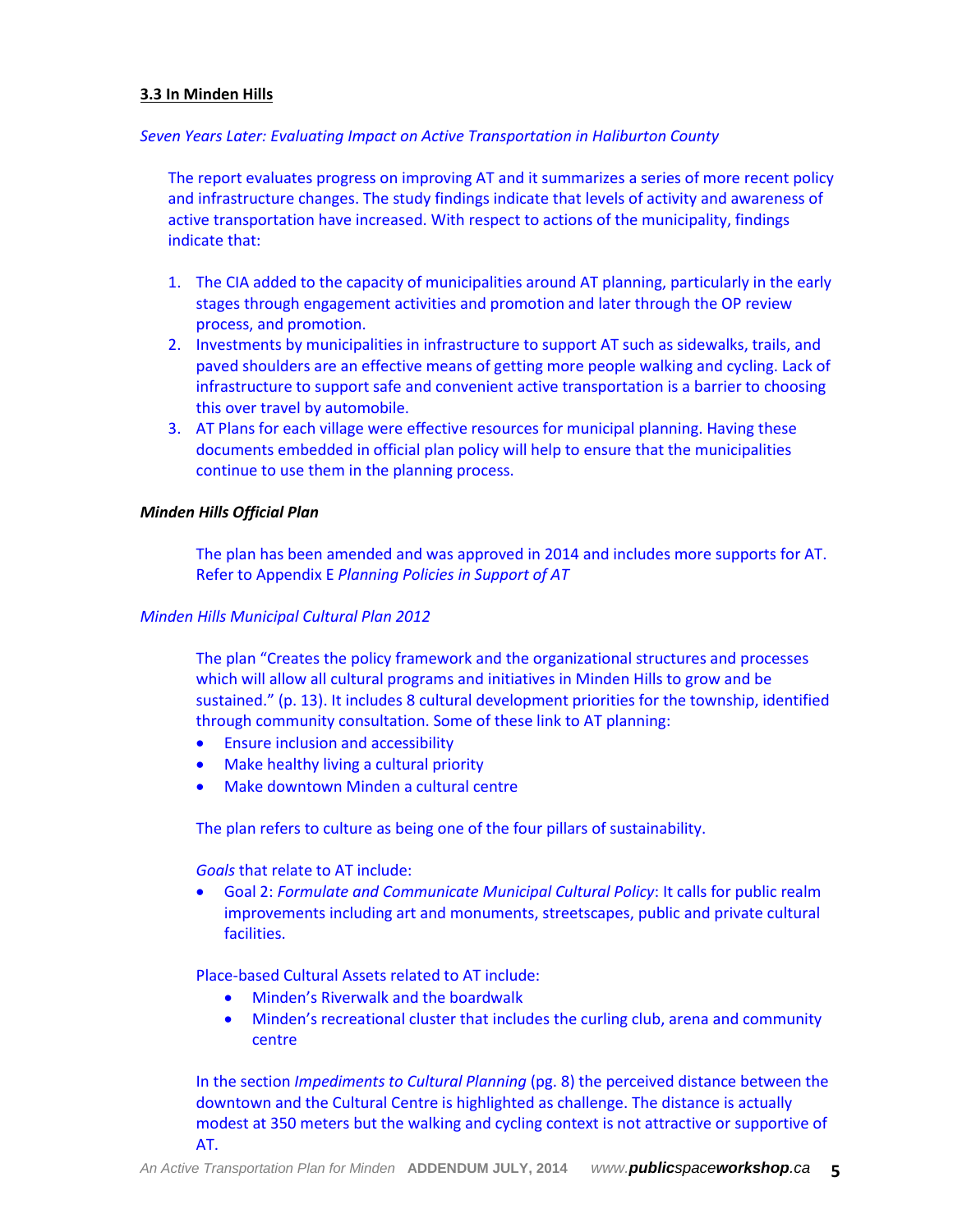### 3.3 In Minden Hills

*Seven Years Later: Evaluating Impact on Active Transportation in Haliburton County*

The report evaluates progress on improving AT and it summarizes a series of more recent policy and infrastructure changes. The study findings indicate that levels of activity and awareness of active transportation have increased. With respect to actions of the municipality, findings indicate that:

1. The CIA added to the capacity of municipalities around AT planning, particularly in the early stages through engagement activities and promotion and later through the OP review process, and promotion.
2. Investments by municipalities in infrastructure to support AT such as sidewalks, trails, and paved shoulders are an effective means of getting more people walking and cycling. Lack of infrastructure to support safe and convenient active transportation is a barrier to choosing this over travel by automobile.
3. AT Plans for each village were effective resources for municipal planning. Having these documents embedded in official plan policy will help to ensure that the municipalities continue to use them in the planning process.

***Minden Hills Official Plan***

The plan has been amended and was approved in 2014 and includes more supports for AT. Refer to Appendix E *Planning Policies in Support of AT*

*Minden Hills Municipal Cultural Plan 2012*

The plan "Creates the policy framework and the organizational structures and processes which will allow all cultural programs and initiatives in Minden Hills to grow and be sustained." (p. 13). It includes 8 cultural development priorities for the township, identified through community consultation. Some of these link to AT planning:

- Ensure inclusion and accessibility
- Make healthy living a cultural priority
- Make downtown Minden a cultural centre

The plan refers to culture as being one of the four pillars of sustainability.

*Goals* that relate to AT include:

- Goal 2: *Formulate and Communicate Municipal Cultural Policy*: It calls for public realm improvements including art and monuments, streetscapes, public and private cultural facilities.

Place-based Cultural Assets related to AT include:

- Minden's Riverwalk and the boardwalk
- Minden's recreational cluster that includes the curling club, arena and community centre

In the section *Impediments to Cultural Planning* (pg. 8) the perceived distance between the downtown and the Cultural Centre is highlighted as challenge. The distance is actually modest at 350 meters but the walking and cycling context is not attractive or supportive of AT.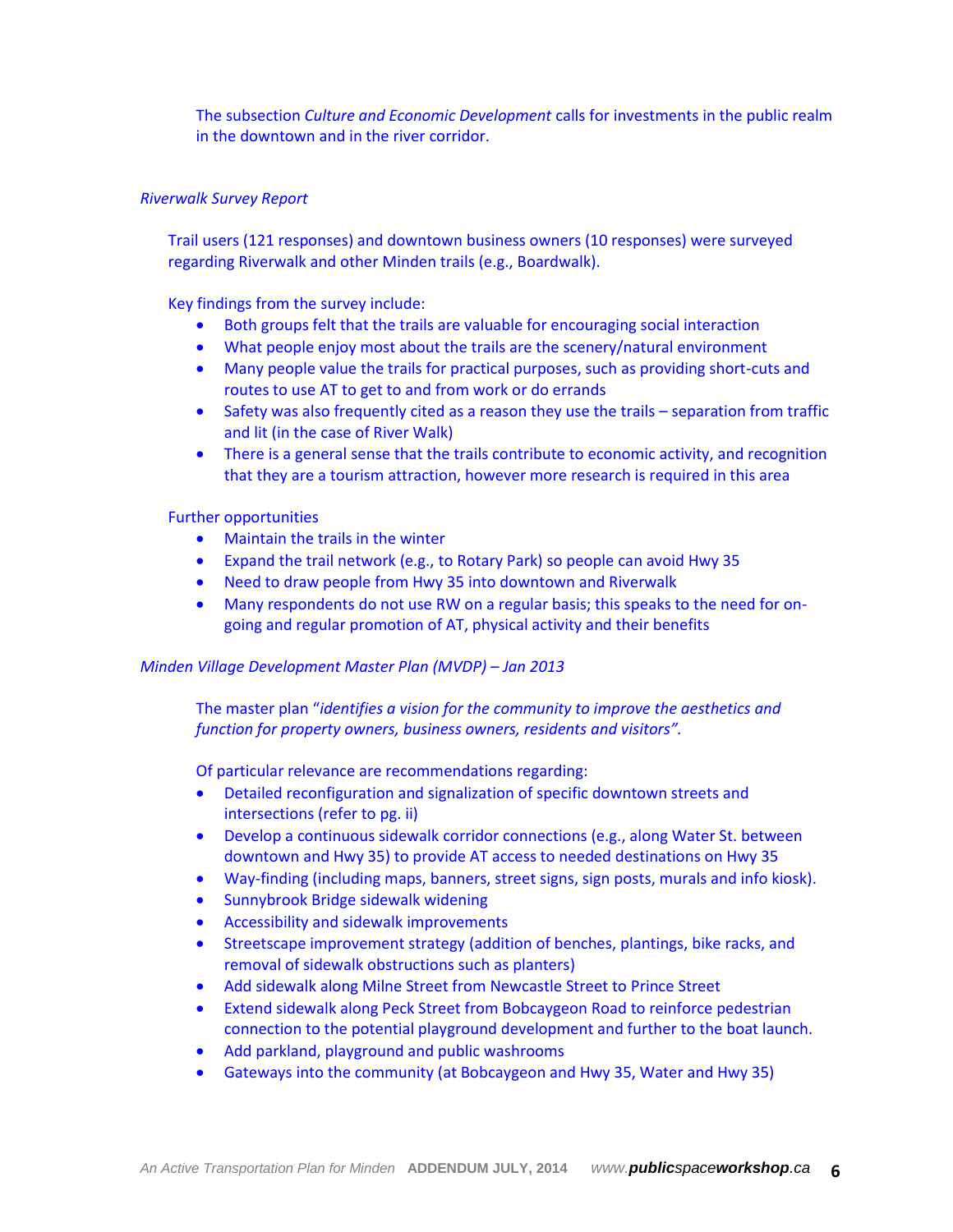The subsection *Culture and Economic Development* calls for investments in the public realm in the downtown and in the river corridor.

*Riverwalk Survey Report*

Trail users (121 responses) and downtown business owners (10 responses) were surveyed regarding Riverwalk and other Minden trails (e.g., Boardwalk).

Key findings from the survey include:

- Both groups felt that the trails are valuable for encouraging social interaction
- What people enjoy most about the trails are the scenery/natural environment
- Many people value the trails for practical purposes, such as providing short-cuts and routes to use AT to get to and from work or do errands
- Safety was also frequently cited as a reason they use the trails – separation from traffic and lit (in the case of River Walk)
- There is a general sense that the trails contribute to economic activity, and recognition that they are a tourism attraction, however more research is required in this area

Further opportunities

- Maintain the trails in the winter
- Expand the trail network (e.g., to Rotary Park) so people can avoid Hwy 35
- Need to draw people from Hwy 35 into downtown and Riverwalk
- Many respondents do not use RW on a regular basis; this speaks to the need for on-going and regular promotion of AT, physical activity and their benefits

*Minden Village Development Master Plan (MVDP) – Jan 2013*

The master plan "*identifies a vision for the community to improve the aesthetics and function for property owners, business owners, residents and visitors".*

Of particular relevance are recommendations regarding:

- Detailed reconfiguration and signalization of specific downtown streets and intersections (refer to pg. ii)
- Develop a continuous sidewalk corridor connections (e.g., along Water St. between downtown and Hwy 35) to provide AT access to needed destinations on Hwy 35
- Way-finding (including maps, banners, street signs, sign posts, murals and info kiosk).
- Sunnybrook Bridge sidewalk widening
- Accessibility and sidewalk improvements
- Streetscape improvement strategy (addition of benches, plantings, bike racks, and removal of sidewalk obstructions such as planters)
- Add sidewalk along Milne Street from Newcastle Street to Prince Street
- Extend sidewalk along Peck Street from Bobcaygeon Road to reinforce pedestrian connection to the potential playground development and further to the boat launch.
- Add parkland, playground and public washrooms
- Gateways into the community (at Bobcaygeon and Hwy 35, Water and Hwy 35)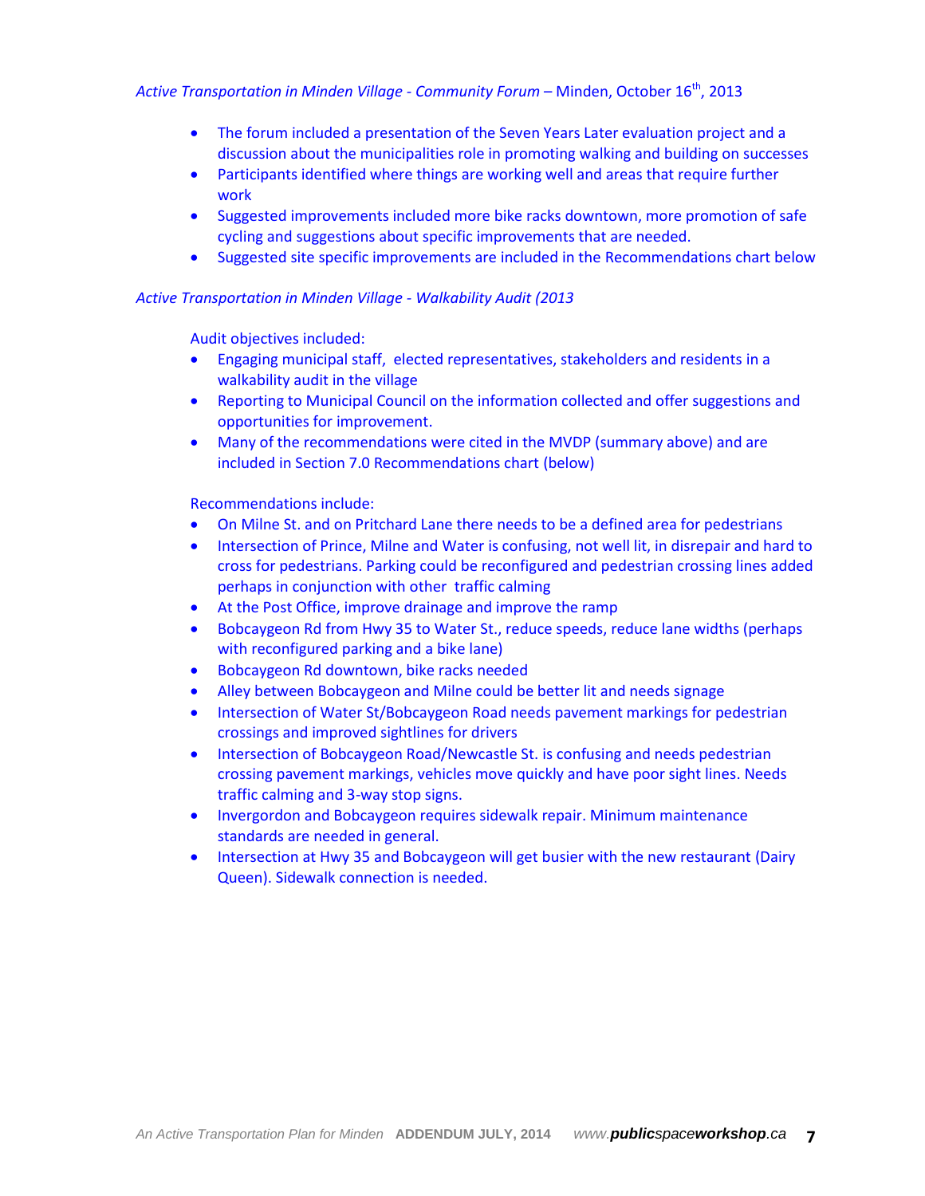*Active Transportation in Minden Village - Community Forum* – Minden, October 16th, 2013

- The forum included a presentation of the Seven Years Later evaluation project and a discussion about the municipalities role in promoting walking and building on successes
- Participants identified where things are working well and areas that require further work
- Suggested improvements included more bike racks downtown, more promotion of safe cycling and suggestions about specific improvements that are needed.
- Suggested site specific improvements are included in the Recommendations chart below

*Active Transportation in Minden Village - Walkability Audit (2013*

Audit objectives included:

- Engaging municipal staff, elected representatives, stakeholders and residents in a walkability audit in the village
- Reporting to Municipal Council on the information collected and offer suggestions and opportunities for improvement.
- Many of the recommendations were cited in the MVDP (summary above) and are included in Section 7.0 Recommendations chart (below)

Recommendations include:

- On Milne St. and on Pritchard Lane there needs to be a defined area for pedestrians
- Intersection of Prince, Milne and Water is confusing, not well lit, in disrepair and hard to cross for pedestrians. Parking could be reconfigured and pedestrian crossing lines added perhaps in conjunction with other traffic calming
- At the Post Office, improve drainage and improve the ramp
- Bobcaygeon Rd from Hwy 35 to Water St., reduce speeds, reduce lane widths (perhaps with reconfigured parking and a bike lane)
- Bobcaygeon Rd downtown, bike racks needed
- Alley between Bobcaygeon and Milne could be better lit and needs signage
- Intersection of Water St/Bobcaygeon Road needs pavement markings for pedestrian crossings and improved sightlines for drivers
- Intersection of Bobcaygeon Road/Newcastle St. is confusing and needs pedestrian crossing pavement markings, vehicles move quickly and have poor sight lines. Needs traffic calming and 3-way stop signs.
- Invergordon and Bobcaygeon requires sidewalk repair. Minimum maintenance standards are needed in general.
- Intersection at Hwy 35 and Bobcaygeon will get busier with the new restaurant (Dairy Queen). Sidewalk connection is needed.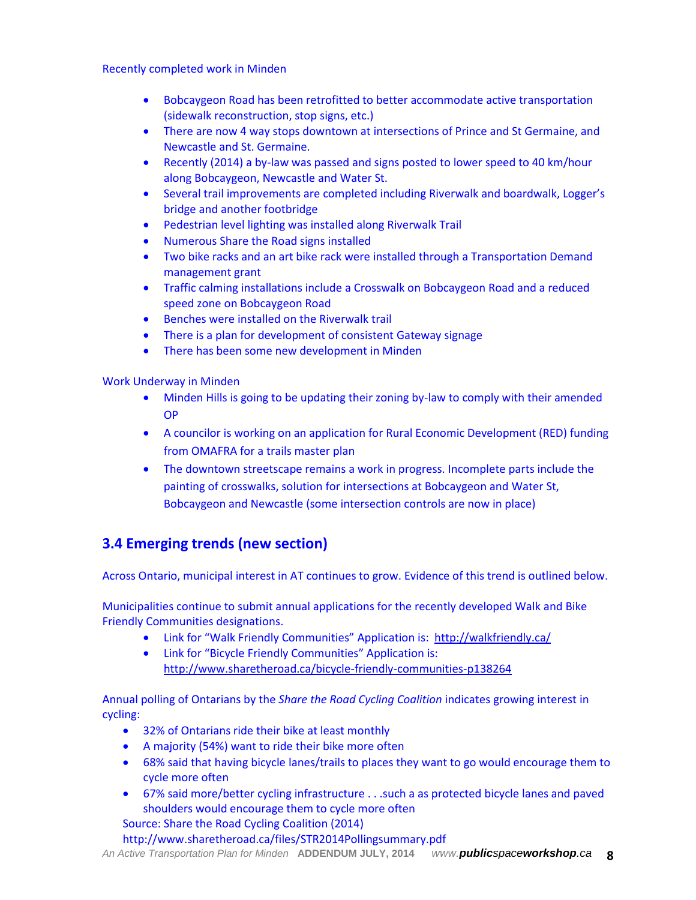Recently completed work in Minden

- Bobcaygeon Road has been retrofitted to better accommodate active transportation (sidewalk reconstruction, stop signs, etc.)
- There are now 4 way stops downtown at intersections of Prince and St Germaine, and Newcastle and St. Germaine.
- Recently (2014) a by-law was passed and signs posted to lower speed to 40 km/hour along Bobcaygeon, Newcastle and Water St.
- Several trail improvements are completed including Riverwalk and boardwalk, Logger's bridge and another footbridge
- Pedestrian level lighting was installed along Riverwalk Trail
- Numerous Share the Road signs installed
- Two bike racks and an art bike rack were installed through a Transportation Demand management grant
- Traffic calming installations include a Crosswalk on Bobcaygeon Road and a reduced speed zone on Bobcaygeon Road
- Benches were installed on the Riverwalk trail
- There is a plan for development of consistent Gateway signage
- There has been some new development in Minden

Work Underway in Minden

- Minden Hills is going to be updating their zoning by-law to comply with their amended OP
- A councilor is working on an application for Rural Economic Development (RED) funding from OMAFRA for a trails master plan
- The downtown streetscape remains a work in progress. Incomplete parts include the painting of crosswalks, solution for intersections at Bobcaygeon and Water St, Bobcaygeon and Newcastle (some intersection controls are now in place)

## 3.4 Emerging trends (new section)

Across Ontario, municipal interest in AT continues to grow. Evidence of this trend is outlined below.

Municipalities continue to submit annual applications for the recently developed Walk and Bike Friendly Communities designations.

- Link for "Walk Friendly Communities" Application is: http://walkfriendly.ca/
- Link for "Bicycle Friendly Communities" Application is: http://www.sharetheroad.ca/bicycle-friendly-communities-p138264

Annual polling of Ontarians by the *Share the Road Cycling Coalition* indicates growing interest in cycling:

- 32% of Ontarians ride their bike at least monthly
- A majority (54%) want to ride their bike more often
- 68% said that having bicycle lanes/trails to places they want to go would encourage them to cycle more often
- 67% said more/better cycling infrastructure . . .such a as protected bicycle lanes and paved shoulders would encourage them to cycle more often

Source: Share the Road Cycling Coalition (2014)
http://www.sharetheroad.ca/files/STR2014Pollingsummary.pdf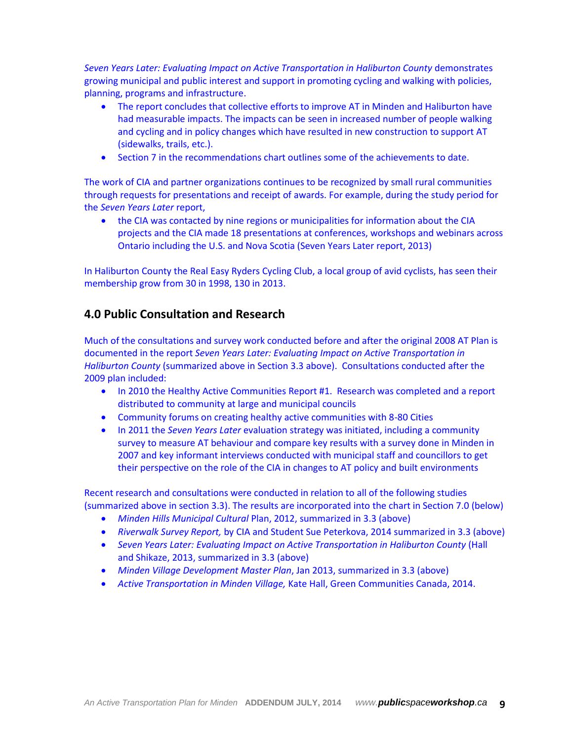*Seven Years Later: Evaluating Impact on Active Transportation in Haliburton County* demonstrates growing municipal and public interest and support in promoting cycling and walking with policies, planning, programs and infrastructure.

- The report concludes that collective efforts to improve AT in Minden and Haliburton have had measurable impacts. The impacts can be seen in increased number of people walking and cycling and in policy changes which have resulted in new construction to support AT (sidewalks, trails, etc.).
- Section 7 in the recommendations chart outlines some of the achievements to date.

The work of CIA and partner organizations continues to be recognized by small rural communities through requests for presentations and receipt of awards. For example, during the study period for the *Seven Years Later* report,

- the CIA was contacted by nine regions or municipalities for information about the CIA projects and the CIA made 18 presentations at conferences, workshops and webinars across Ontario including the U.S. and Nova Scotia (Seven Years Later report, 2013)

In Haliburton County the Real Easy Ryders Cycling Club, a local group of avid cyclists, has seen their membership grow from 30 in 1998, 130 in 2013.

## 4.0 Public Consultation and Research

Much of the consultations and survey work conducted before and after the original 2008 AT Plan is documented in the report *Seven Years Later: Evaluating Impact on Active Transportation in Haliburton County* (summarized above in Section 3.3 above). Consultations conducted after the 2009 plan included:

- In 2010 the Healthy Active Communities Report #1. Research was completed and a report distributed to community at large and municipal councils
- Community forums on creating healthy active communities with 8-80 Cities
- In 2011 the *Seven Years Later* evaluation strategy was initiated, including a community survey to measure AT behaviour and compare key results with a survey done in Minden in 2007 and key informant interviews conducted with municipal staff and councillors to get their perspective on the role of the CIA in changes to AT policy and built environments

Recent research and consultations were conducted in relation to all of the following studies (summarized above in section 3.3). The results are incorporated into the chart in Section 7.0 (below)

- *Minden Hills Municipal Cultural* Plan, 2012, summarized in 3.3 (above)
- *Riverwalk Survey Report,* by CIA and Student Sue Peterkova, 2014 summarized in 3.3 (above)
- *Seven Years Later: Evaluating Impact on Active Transportation in Haliburton County* (Hall and Shikaze, 2013, summarized in 3.3 (above)
- *Minden Village Development Master Plan*, Jan 2013, summarized in 3.3 (above)
- *Active Transportation in Minden Village,* Kate Hall, Green Communities Canada, 2014.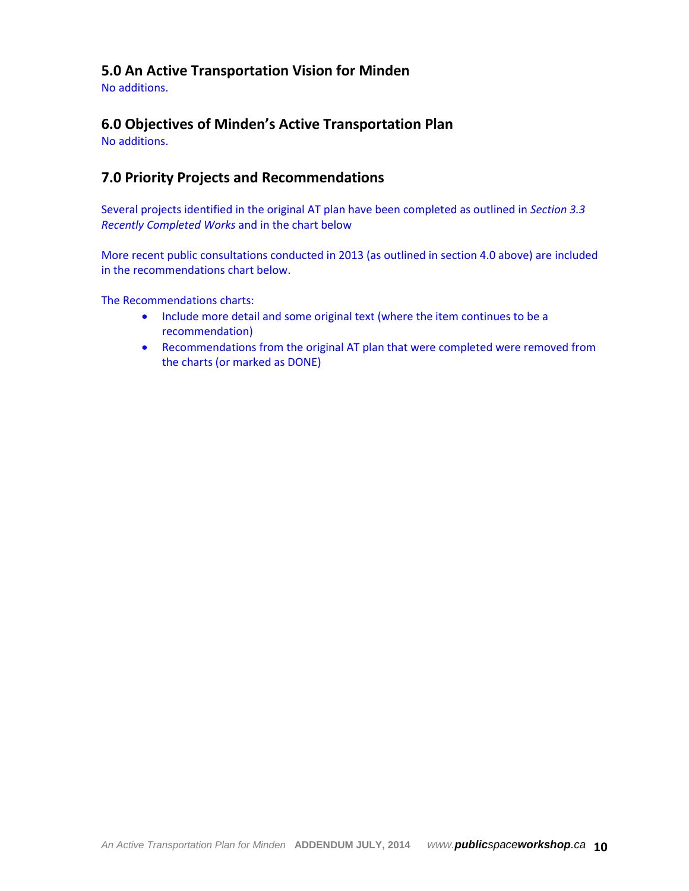## 5.0 An Active Transportation Vision for Minden

No additions.

## 6.0 Objectives of Minden's Active Transportation Plan

No additions.

## 7.0 Priority Projects and Recommendations

Several projects identified in the original AT plan have been completed as outlined in *Section 3.3 Recently Completed Works* and in the chart below

More recent public consultations conducted in 2013 (as outlined in section 4.0 above) are included in the recommendations chart below.

The Recommendations charts:

- Include more detail and some original text (where the item continues to be a recommendation)
- Recommendations from the original AT plan that were completed were removed from the charts (or marked as DONE)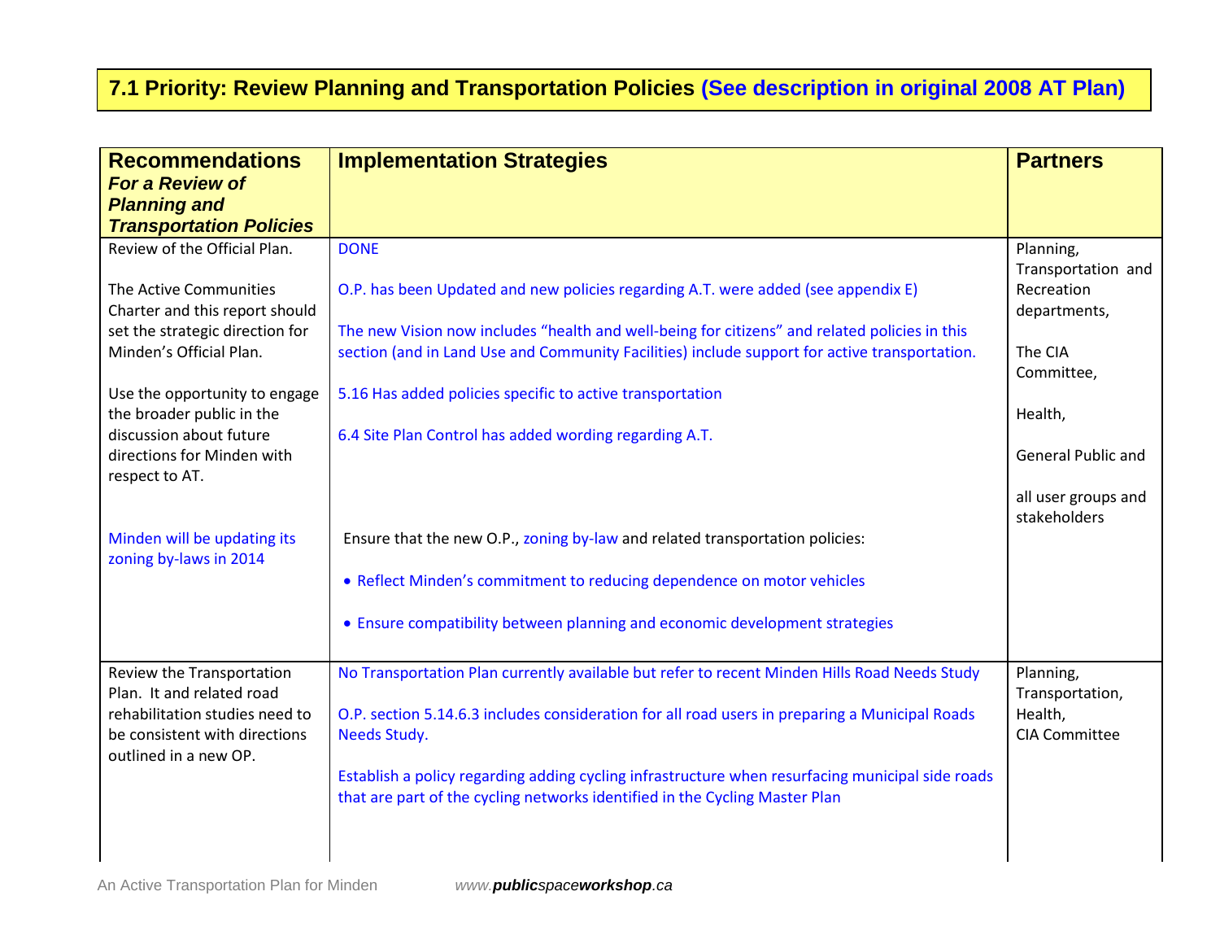## 7.1 Priority: Review Planning and Transportation Policies (See description in original 2008 AT Plan)

| Recommendations *For a Review of Planning and Transportation Policies* | Implementation Strategies | Partners |
|---|---|---|
| Review of the Official Plan.<br><br>The Active Communities Charter and this report should set the strategic direction for Minden's Official Plan.<br><br>Use the opportunity to engage the broader public in the discussion about future directions for Minden with respect to AT.<br><br>Minden will be updating its zoning by-laws in 2014 | DONE<br><br>O.P. has been Updated and new policies regarding A.T. were added (see appendix E)<br><br>The new Vision now includes "health and well-being for citizens" and related policies in this section (and in Land Use and Community Facilities) include support for active transportation.<br><br>5.16 Has added policies specific to active transportation<br><br>6.4 Site Plan Control has added wording regarding A.T.<br><br>Ensure that the new O.P., zoning by-law and related transportation policies:<br><br>• Reflect Minden's commitment to reducing dependence on motor vehicles<br><br>• Ensure compatibility between planning and economic development strategies | Planning, Transportation and Recreation departments,<br><br>The CIA Committee,<br><br>Health,<br><br>General Public and<br><br>all user groups and stakeholders |
| Review the Transportation Plan. It and related road rehabilitation studies need to be consistent with directions outlined in a new OP. | No Transportation Plan currently available but refer to recent Minden Hills Road Needs Study<br><br>O.P. section 5.14.6.3 includes consideration for all road users in preparing a Municipal Roads Needs Study.<br><br>Establish a policy regarding adding cycling infrastructure when resurfacing municipal side roads that are part of the cycling networks identified in the Cycling Master Plan | Planning,<br>Transportation,<br>Health,<br>CIA Committee |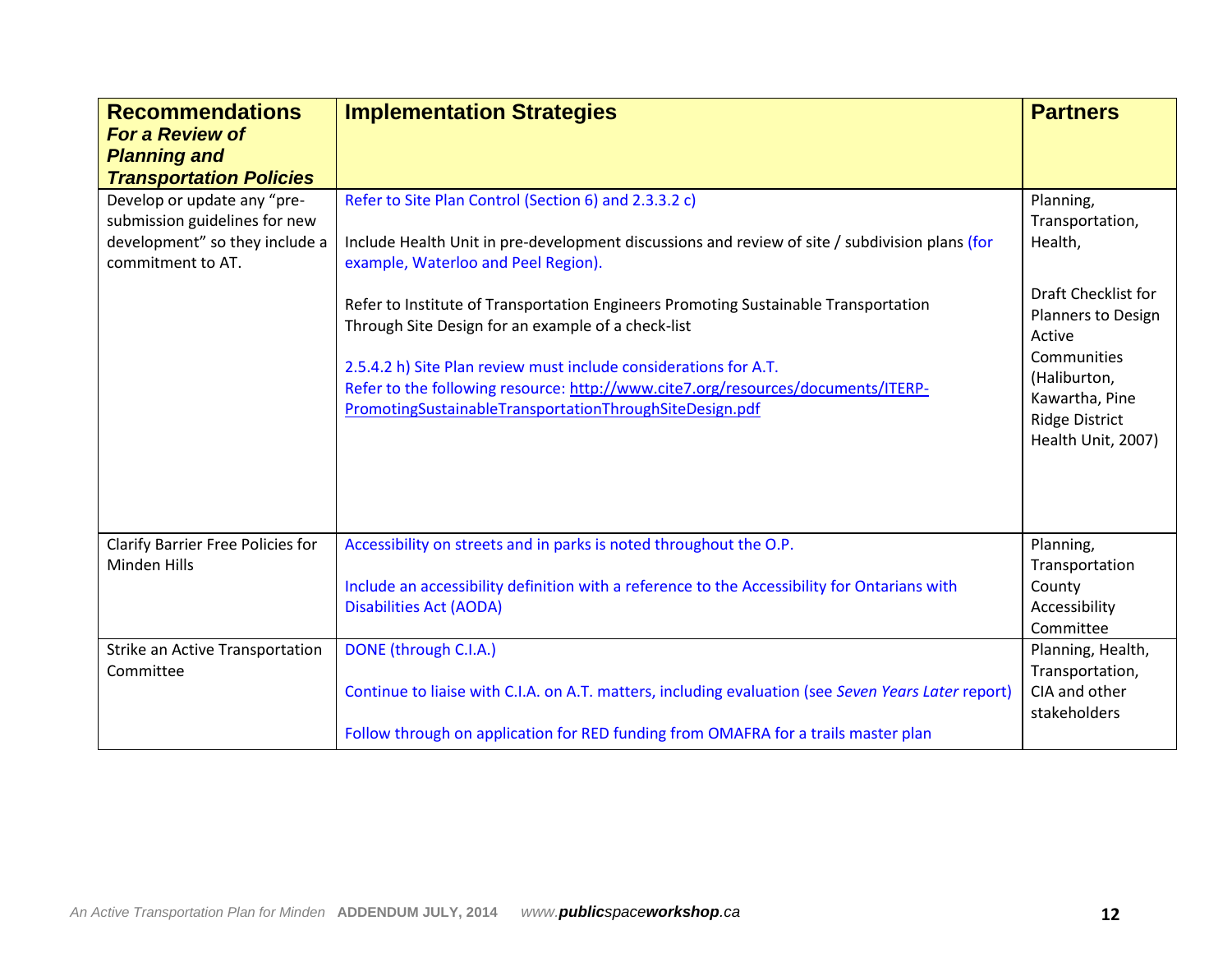| **Recommendations** ***For a Review of Planning and Transportation Policies*** | **Implementation Strategies** | **Partners** |
|---|---|---|
| Develop or update any "pre-submission guidelines for new development" so they include a commitment to AT. | Refer to Site Plan Control (Section 6) and 2.3.3.2 c)<br><br>Include Health Unit in pre-development discussions and review of site / subdivision plans (for example, Waterloo and Peel Region).<br><br>Refer to Institute of Transportation Engineers Promoting Sustainable Transportation Through Site Design for an example of a check-list<br><br>2.5.4.2 h) Site Plan review must include considerations for A.T.<br>Refer to the following resource: [http://www.cite7.org/resources/documents/ITERP-PromotingSustainableTransportationThroughSiteDesign.pdf](http://www.cite7.org/resources/documents/ITERP-PromotingSustainableTransportationThroughSiteDesign.pdf) | Planning, Transportation, Health,<br><br>Draft Checklist for Planners to Design Active Communities (Haliburton, Kawartha, Pine Ridge District Health Unit, 2007) |
| Clarify Barrier Free Policies for Minden Hills | Accessibility on streets and in parks is noted throughout the O.P.<br><br>Include an accessibility definition with a reference to the Accessibility for Ontarians with Disabilities Act (AODA) | Planning, Transportation County Accessibility Committee |
| Strike an Active Transportation Committee | DONE (through C.I.A.)<br><br>Continue to liaise with C.I.A. on A.T. matters, including evaluation (see *Seven Years Later* report)<br><br>Follow through on application for RED funding from OMAFRA for a trails master plan | Planning, Health, Transportation, CIA and other stakeholders |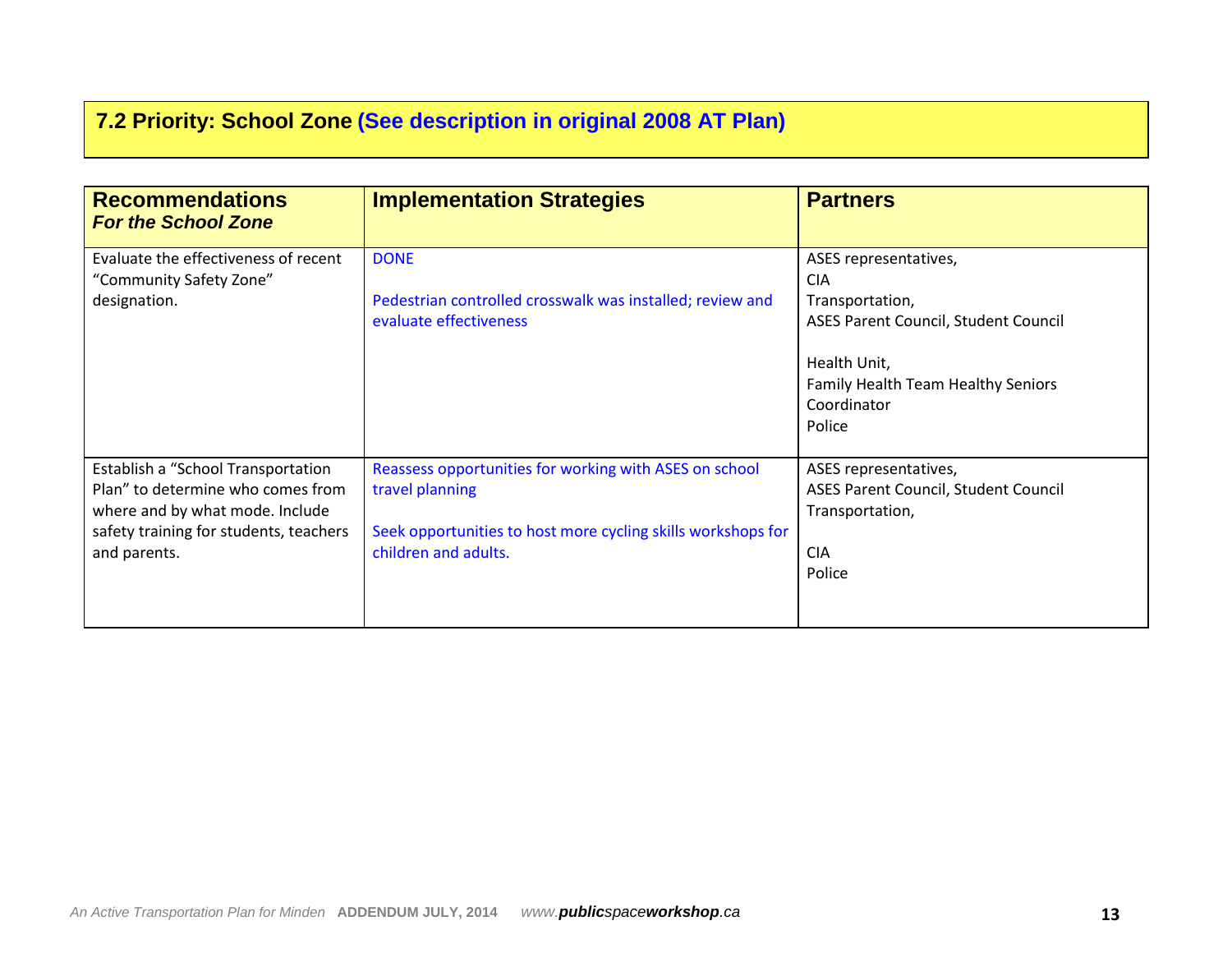## 7.2 Priority: School Zone (See description in original 2008 AT Plan)

| **Recommendations** ***For the School Zone*** | **Implementation Strategies** | **Partners** |
|---|---|---|
| Evaluate the effectiveness of recent "Community Safety Zone" designation. | DONE<br><br>Pedestrian controlled crosswalk was installed; review and evaluate effectiveness | ASES representatives,<br>CIA<br>Transportation,<br>ASES Parent Council, Student Council<br><br>Health Unit,<br>Family Health Team Healthy Seniors Coordinator<br>Police |
| Establish a "School Transportation Plan" to determine who comes from where and by what mode. Include safety training for students, teachers and parents. | Reassess opportunities for working with ASES on school travel planning<br><br>Seek opportunities to host more cycling skills workshops for children and adults. | ASES representatives,<br>ASES Parent Council, Student Council<br>Transportation,<br><br>CIA<br>Police |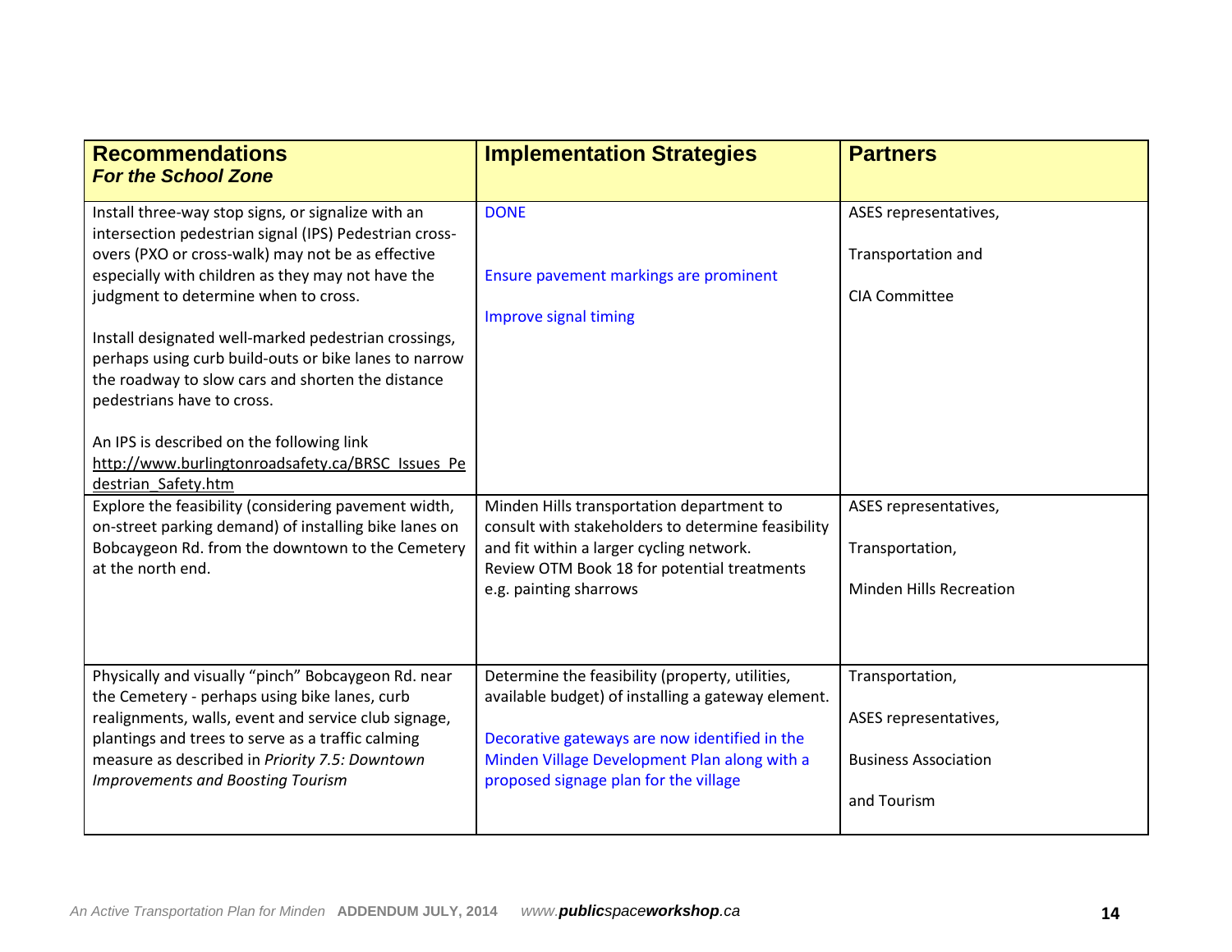| **Recommendations** *For the School Zone* | **Implementation Strategies** | **Partners** |
|---|---|---|
| Install three-way stop signs, or signalize with an intersection pedestrian signal (IPS) Pedestrian cross-overs (PXO or cross-walk) may not be as effective especially with children as they may not have the judgment to determine when to cross.<br><br>Install designated well-marked pedestrian crossings, perhaps using curb build-outs or bike lanes to narrow the roadway to slow cars and shorten the distance pedestrians have to cross.<br><br>An IPS is described on the following link http://www.burlingtonroadsafety.ca/BRSC_Issues_Pedestrian_Safety.htm | DONE<br><br>Ensure pavement markings are prominent<br><br>Improve signal timing | ASES representatives,<br><br>Transportation and<br><br>CIA Committee |
| Explore the feasibility (considering pavement width, on-street parking demand) of installing bike lanes on Bobcaygeon Rd. from the downtown to the Cemetery at the north end. | Minden Hills transportation department to consult with stakeholders to determine feasibility and fit within a larger cycling network.<br>Review OTM Book 18 for potential treatments e.g. painting sharrows | ASES representatives,<br><br>Transportation,<br><br>Minden Hills Recreation |
| Physically and visually "pinch" Bobcaygeon Rd. near the Cemetery - perhaps using bike lanes, curb realignments, walls, event and service club signage, plantings and trees to serve as a traffic calming measure as described in *Priority 7.5: Downtown Improvements and Boosting Tourism* | Determine the feasibility (property, utilities, available budget) of installing a gateway element.<br><br>Decorative gateways are now identified in the Minden Village Development Plan along with a proposed signage plan for the village | Transportation,<br><br>ASES representatives,<br><br>Business Association<br><br>and Tourism |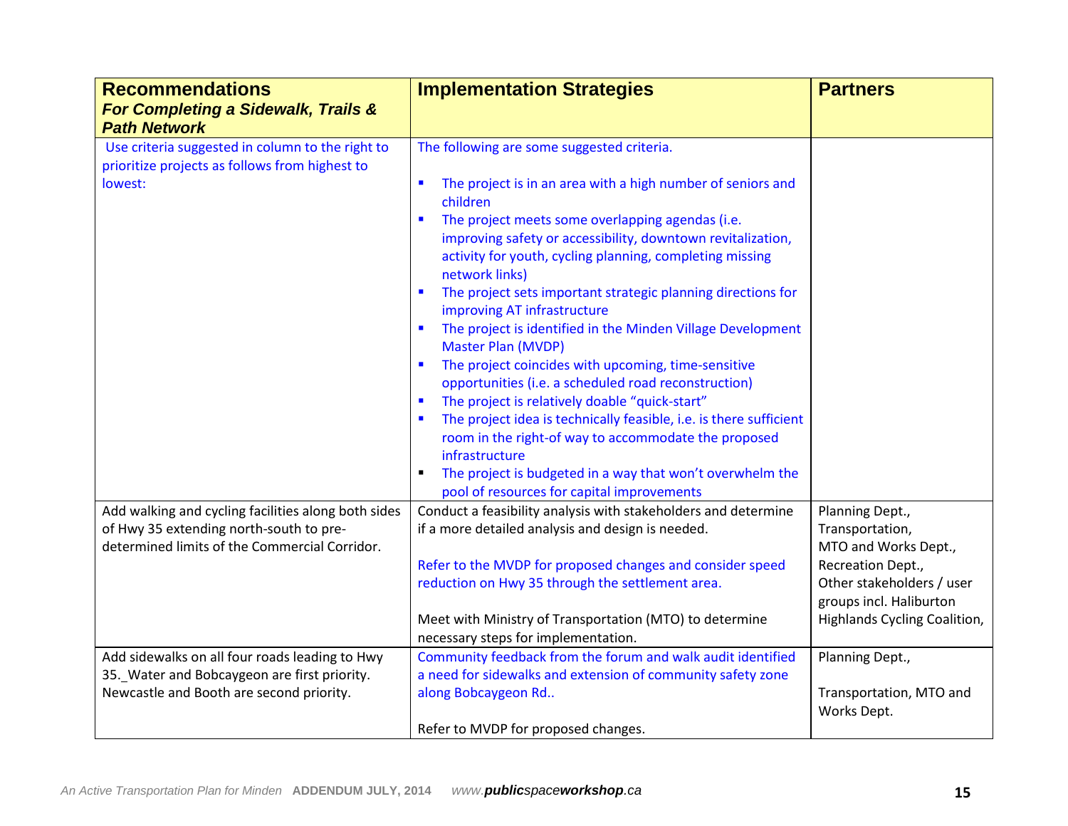| **Recommendations** ***For Completing a Sidewalk, Trails & Path Network*** | **Implementation Strategies** | **Partners** |
|---|---|---|
| Use criteria suggested in column to the right to prioritize projects as follows from highest to lowest: | The following are some suggested criteria.<br><br>▪ The project is in an area with a high number of seniors and children<br>▪ The project meets some overlapping agendas (i.e. improving safety or accessibility, downtown revitalization, activity for youth, cycling planning, completing missing network links)<br>▪ The project sets important strategic planning directions for improving AT infrastructure<br>▪ The project is identified in the Minden Village Development Master Plan (MVDP)<br>▪ The project coincides with upcoming, time-sensitive opportunities (i.e. a scheduled road reconstruction)<br>▪ The project is relatively doable "quick-start"<br>▪ The project idea is technically feasible, i.e. is there sufficient room in the right-of way to accommodate the proposed infrastructure<br>▪ The project is budgeted in a way that won't overwhelm the pool of resources for capital improvements | |
| Add walking and cycling facilities along both sides of Hwy 35 extending north-south to pre-determined limits of the Commercial Corridor. | Conduct a feasibility analysis with stakeholders and determine if a more detailed analysis and design is needed.<br><br>Refer to the MVDP for proposed changes and consider speed reduction on Hwy 35 through the settlement area.<br><br>Meet with Ministry of Transportation (MTO) to determine necessary steps for implementation. | Planning Dept., Transportation, MTO and Works Dept., Recreation Dept., Other stakeholders / user groups incl. Haliburton Highlands Cycling Coalition, |
| Add sidewalks on all four roads leading to Hwy 35._Water and Bobcaygeon are first priority. Newcastle and Booth are second priority. | Community feedback from the forum and walk audit identified a need for sidewalks and extension of community safety zone along Bobcaygeon Rd..<br><br>Refer to MVDP for proposed changes. | Planning Dept.,<br><br>Transportation, MTO and Works Dept. |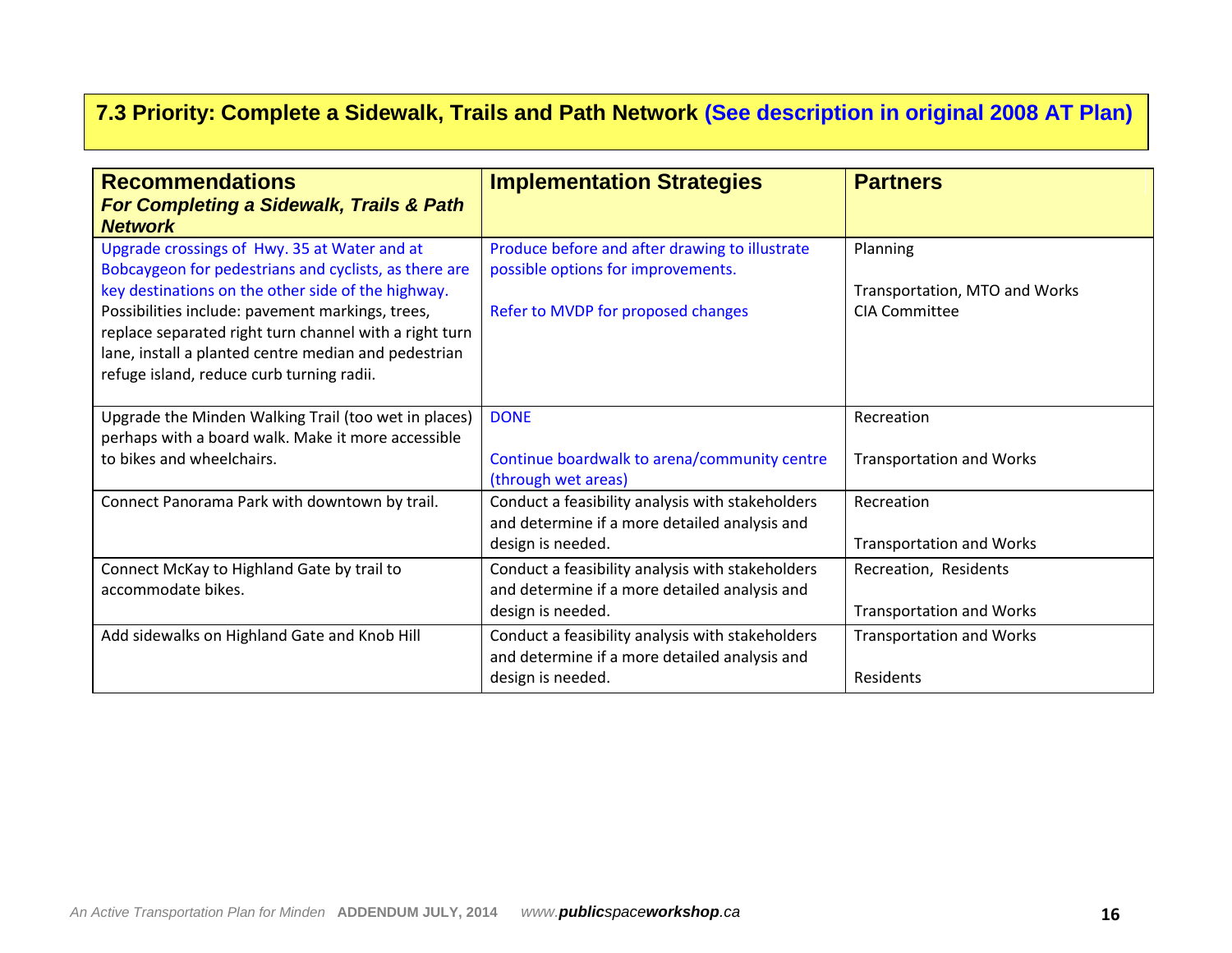## 7.3 Priority: Complete a Sidewalk, Trails and Path Network (See description in original 2008 AT Plan)

| **Recommendations** ***For Completing a Sidewalk, Trails & Path Network*** | **Implementation Strategies** | **Partners** |
|---|---|---|
| Upgrade crossings of Hwy. 35 at Water and at Bobcaygeon for pedestrians and cyclists, as there are key destinations on the other side of the highway. Possibilities include: pavement markings, trees, replace separated right turn channel with a right turn lane, install a planted centre median and pedestrian refuge island, reduce curb turning radii. | Produce before and after drawing to illustrate possible options for improvements.<br><br>Refer to MVDP for proposed changes | Planning<br><br>Transportation, MTO and Works<br>CIA Committee |
| Upgrade the Minden Walking Trail (too wet in places) perhaps with a board walk. Make it more accessible to bikes and wheelchairs. | DONE<br><br>Continue boardwalk to arena/community centre (through wet areas) | Recreation<br><br>Transportation and Works |
| Connect Panorama Park with downtown by trail. | Conduct a feasibility analysis with stakeholders and determine if a more detailed analysis and design is needed. | Recreation<br><br>Transportation and Works |
| Connect McKay to Highland Gate by trail to accommodate bikes. | Conduct a feasibility analysis with stakeholders and determine if a more detailed analysis and design is needed. | Recreation, Residents<br><br>Transportation and Works |
| Add sidewalks on Highland Gate and Knob Hill | Conduct a feasibility analysis with stakeholders and determine if a more detailed analysis and design is needed. | Transportation and Works<br><br>Residents |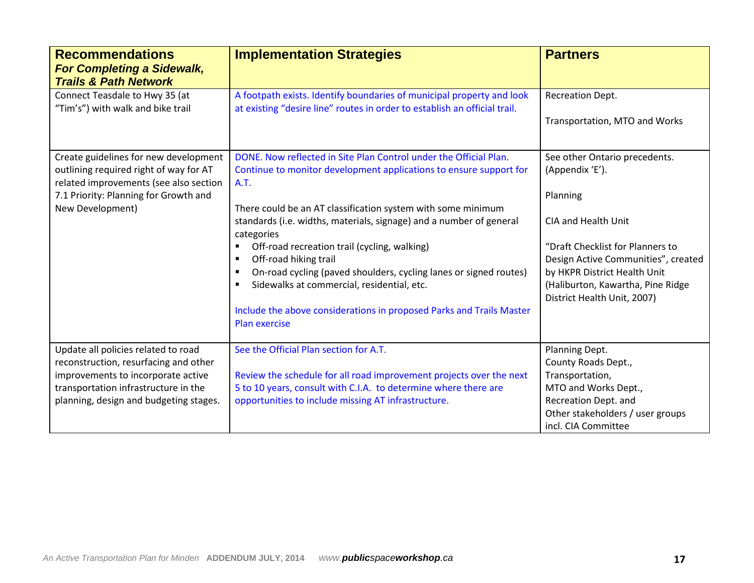| **Recommendations** *For Completing a Sidewalk, Trails & Path Network* | **Implementation Strategies** | **Partners** |
|---|---|---|
| Connect Teasdale to Hwy 35 (at "Tim's") with walk and bike trail | A footpath exists. Identify boundaries of municipal property and look at existing "desire line" routes in order to establish an official trail. | Recreation Dept.<br><br>Transportation, MTO and Works |
| Create guidelines for new development outlining required right of way for AT related improvements (see also section 7.1 Priority: Planning for Growth and New Development) | DONE. Now reflected in Site Plan Control under the Official Plan. Continue to monitor development applications to ensure support for A.T.<br><br>There could be an AT classification system with some minimum standards (i.e. widths, materials, signage) and a number of general categories<br>▪ Off-road recreation trail (cycling, walking)<br>▪ Off-road hiking trail<br>▪ On-road cycling (paved shoulders, cycling lanes or signed routes)<br>▪ Sidewalks at commercial, residential, etc.<br><br>Include the above considerations in proposed Parks and Trails Master Plan exercise | See other Ontario precedents. (Appendix 'E').<br><br>Planning<br><br>CIA and Health Unit<br><br>"Draft Checklist for Planners to Design Active Communities", created by HKPR District Health Unit (Haliburton, Kawartha, Pine Ridge District Health Unit, 2007) |
| Update all policies related to road reconstruction, resurfacing and other improvements to incorporate active transportation infrastructure in the planning, design and budgeting stages. | See the Official Plan section for A.T.<br><br>Review the schedule for all road improvement projects over the next 5 to 10 years, consult with C.I.A. to determine where there are opportunities to include missing AT infrastructure. | Planning Dept.<br>County Roads Dept.,<br>Transportation,<br>MTO and Works Dept.,<br>Recreation Dept. and<br>Other stakeholders / user groups incl. CIA Committee |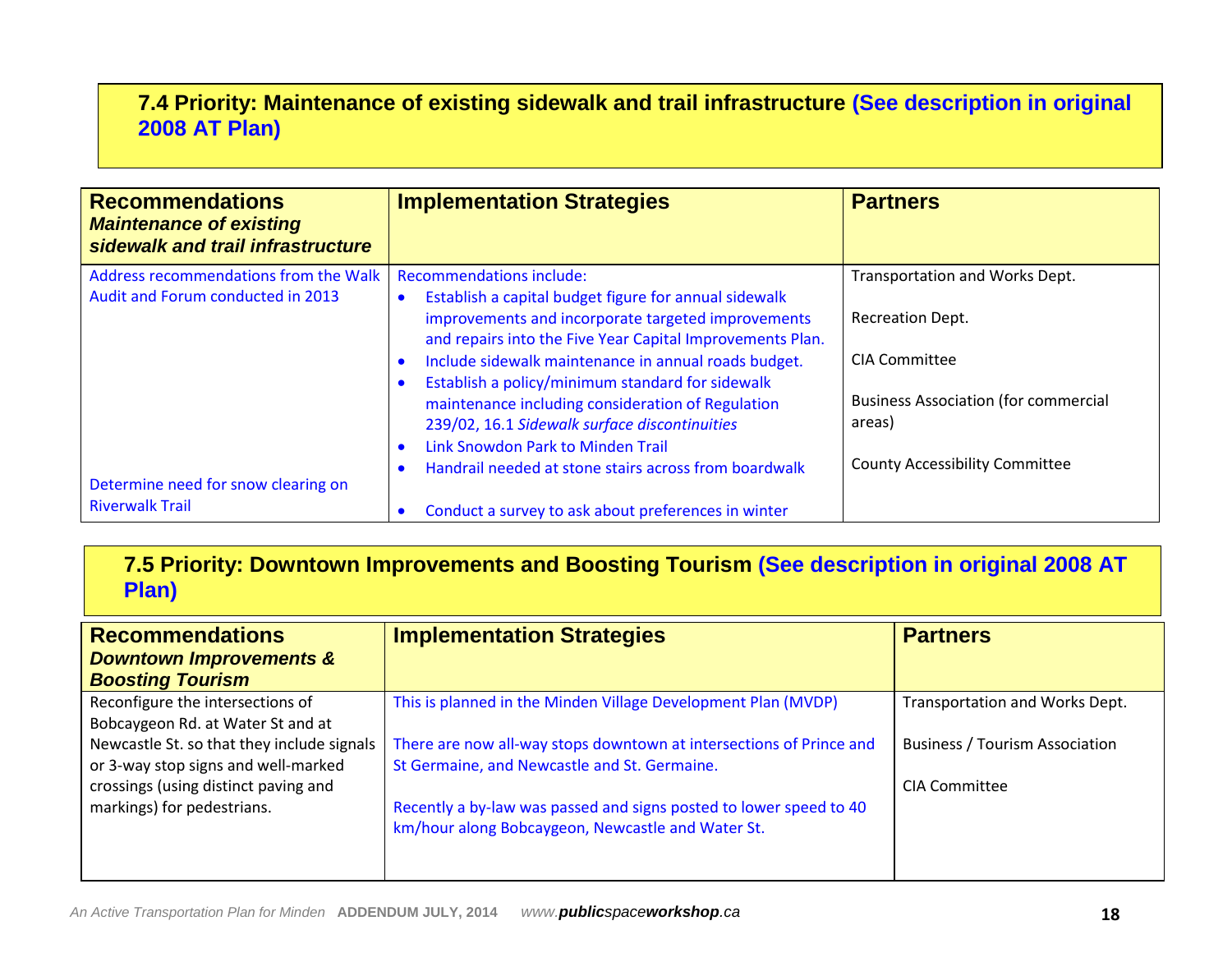## 7.4 Priority: Maintenance of existing sidewalk and trail infrastructure (See description in original 2008 AT Plan)

| **Recommendations** *Maintenance of existing sidewalk and trail infrastructure* | **Implementation Strategies** | **Partners** |
|---|---|---|
| Address recommendations from the Walk Audit and Forum conducted in 2013 | Recommendations include:<br>• Establish a capital budget figure for annual sidewalk improvements and incorporate targeted improvements and repairs into the Five Year Capital Improvements Plan.<br>• Include sidewalk maintenance in annual roads budget.<br>• Establish a policy/minimum standard for sidewalk maintenance including consideration of Regulation 239/02, 16.1 *Sidewalk surface discontinuities*<br>• Link Snowdon Park to Minden Trail<br>• Handrail needed at stone stairs across from boardwalk | Transportation and Works Dept.<br><br>Recreation Dept.<br><br>CIA Committee<br><br>Business Association (for commercial areas)<br><br>County Accessibility Committee |
| Determine need for snow clearing on Riverwalk Trail | • Conduct a survey to ask about preferences in winter | |

## 7.5 Priority: Downtown Improvements and Boosting Tourism (See description in original 2008 AT Plan)

| **Recommendations** *Downtown Improvements & Boosting Tourism* | **Implementation Strategies** | **Partners** |
|---|---|---|
| Reconfigure the intersections of Bobcaygeon Rd. at Water St and at Newcastle St. so that they include signals or 3-way stop signs and well-marked crossings (using distinct paving and markings) for pedestrians. | This is planned in the Minden Village Development Plan (MVDP)<br><br>There are now all-way stops downtown at intersections of Prince and St Germaine, and Newcastle and St. Germaine.<br><br>Recently a by-law was passed and signs posted to lower speed to 40 km/hour along Bobcaygeon, Newcastle and Water St. | Transportation and Works Dept.<br><br>Business / Tourism Association<br><br>CIA Committee |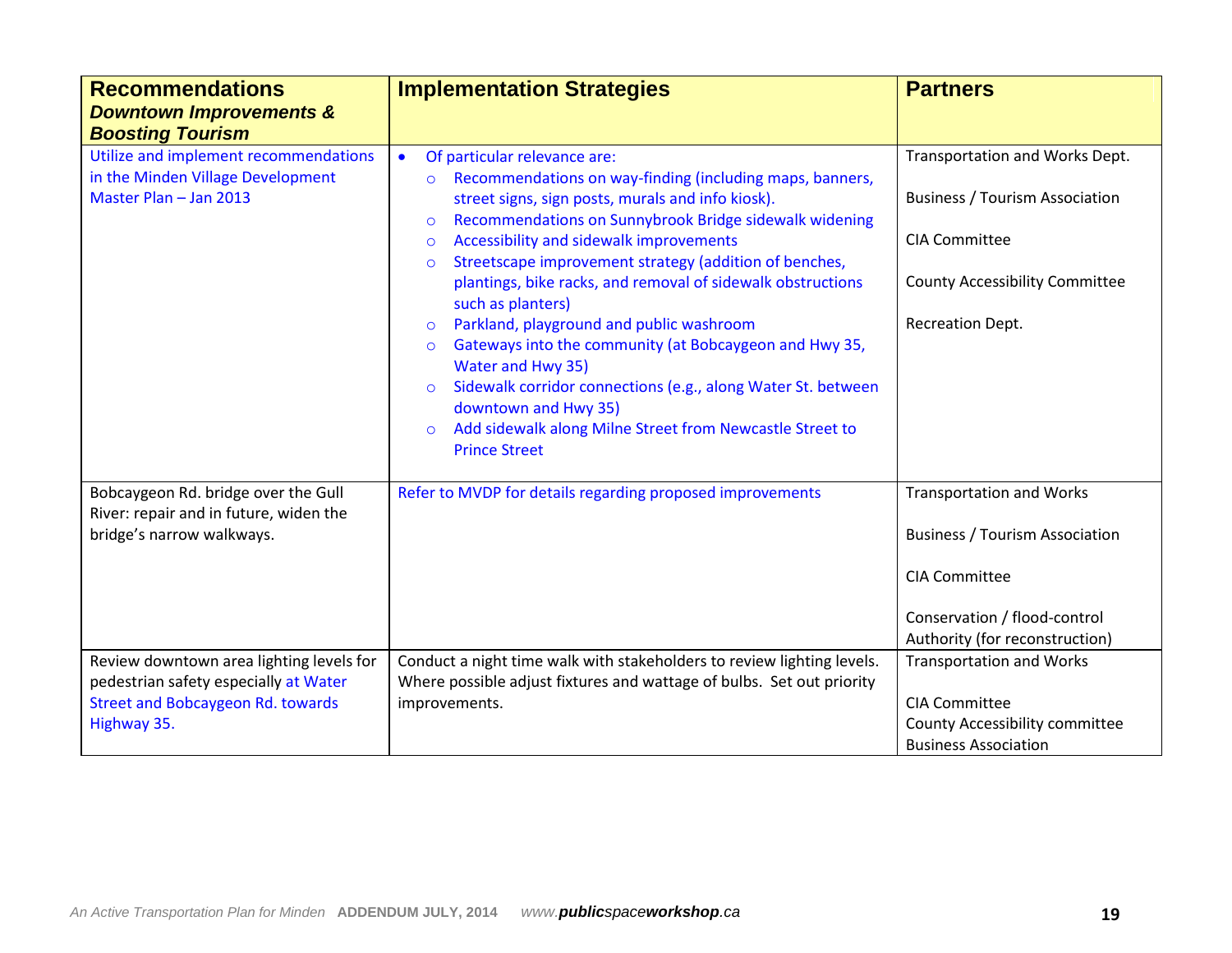| **Recommendations** ***Downtown Improvements & Boosting Tourism*** | **Implementation Strategies** | **Partners** |
|---|---|---|
| Utilize and implement recommendations in the Minden Village Development Master Plan – Jan 2013 | • Of particular relevance are:<br>○ Recommendations on way-finding (including maps, banners, street signs, sign posts, murals and info kiosk).<br>○ Recommendations on Sunnybrook Bridge sidewalk widening<br>○ Accessibility and sidewalk improvements<br>○ Streetscape improvement strategy (addition of benches, plantings, bike racks, and removal of sidewalk obstructions such as planters)<br>○ Parkland, playground and public washroom<br>○ Gateways into the community (at Bobcaygeon and Hwy 35, Water and Hwy 35)<br>○ Sidewalk corridor connections (e.g., along Water St. between downtown and Hwy 35)<br>○ Add sidewalk along Milne Street from Newcastle Street to Prince Street | Transportation and Works Dept.<br><br>Business / Tourism Association<br><br>CIA Committee<br><br>County Accessibility Committee<br><br>Recreation Dept. |
| Bobcaygeon Rd. bridge over the Gull River: repair and in future, widen the bridge's narrow walkways. | Refer to MVDP for details regarding proposed improvements | Transportation and Works<br><br>Business / Tourism Association<br><br>CIA Committee<br><br>Conservation / flood-control Authority (for reconstruction) |
| Review downtown area lighting levels for pedestrian safety especially at Water Street and Bobcaygeon Rd. towards Highway 35. | Conduct a night time walk with stakeholders to review lighting levels. Where possible adjust fixtures and wattage of bulbs. Set out priority improvements. | Transportation and Works<br><br>CIA Committee<br>County Accessibility committee<br>Business Association |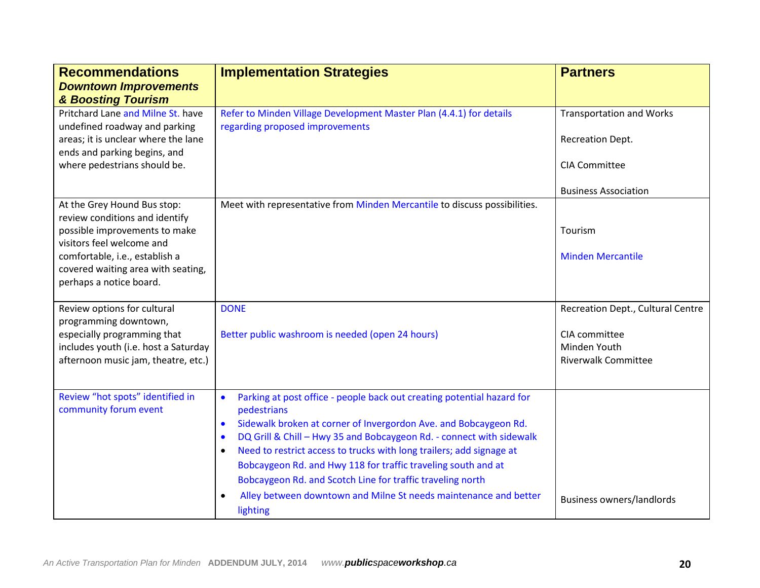| **Recommendations** ***Downtown Improvements & Boosting Tourism*** | **Implementation Strategies** | **Partners** |
|---|---|---|
| Pritchard Lane and Milne St. have undefined roadway and parking areas; it is unclear where the lane ends and parking begins, and where pedestrians should be. | Refer to Minden Village Development Master Plan (4.4.1) for details regarding proposed improvements | Transportation and Works<br><br>Recreation Dept.<br><br>CIA Committee<br><br>Business Association |
| At the Grey Hound Bus stop: review conditions and identify possible improvements to make visitors feel welcome and comfortable, i.e., establish a covered waiting area with seating, perhaps a notice board. | Meet with representative from Minden Mercantile to discuss possibilities. | Tourism<br><br>Minden Mercantile |
| Review options for cultural programming downtown, especially programming that includes youth (i.e. host a Saturday afternoon music jam, theatre, etc.) | DONE<br><br>Better public washroom is needed (open 24 hours) | Recreation Dept., Cultural Centre<br><br>CIA committee<br>Minden Youth<br>Riverwalk Committee |
| Review "hot spots" identified in community forum event | • Parking at post office - people back out creating potential hazard for pedestrians<br>• Sidewalk broken at corner of Invergordon Ave. and Bobcaygeon Rd.<br>• DQ Grill & Chill – Hwy 35 and Bobcaygeon Rd. - connect with sidewalk<br>• Need to restrict access to trucks with long trailers; add signage at Bobcaygeon Rd. and Hwy 118 for traffic traveling south and at Bobcaygeon Rd. and Scotch Line for traffic traveling north<br>• Alley between downtown and Milne St needs maintenance and better lighting | Business owners/landlords |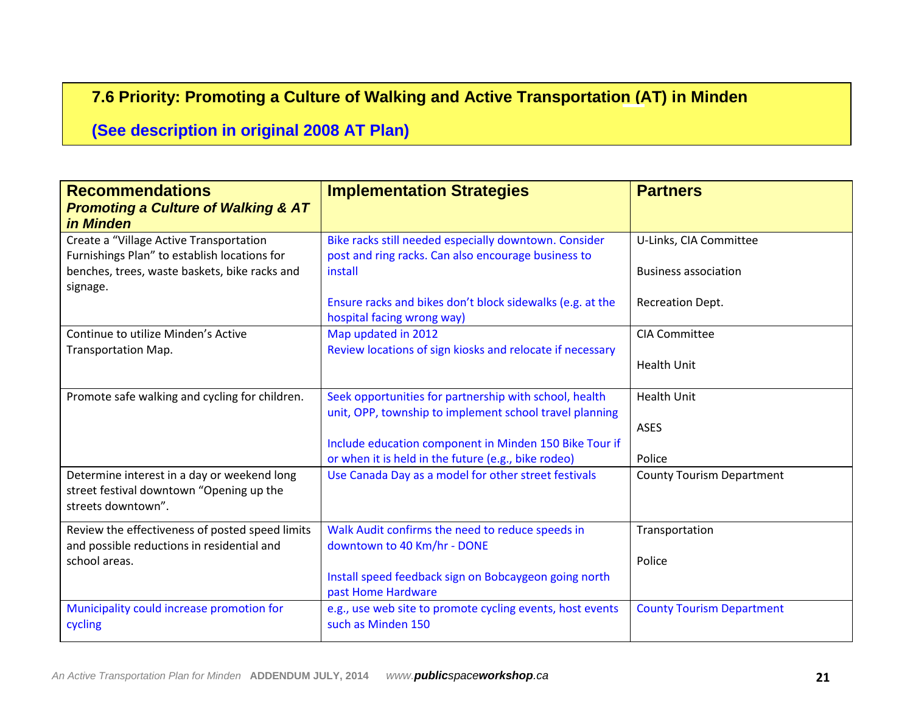## 7.6 Priority: Promoting a Culture of Walking and Active Transportation (AT) in Minden

**(See description in original 2008 AT Plan)**

| **Recommendations** ***Promoting a Culture of Walking & AT in Minden*** | **Implementation Strategies** | **Partners** |
|---|---|---|
| Create a "Village Active Transportation Furnishings Plan" to establish locations for benches, trees, waste baskets, bike racks and signage. | Bike racks still needed especially downtown. Consider post and ring racks. Can also encourage business to install<br><br>Ensure racks and bikes don't block sidewalks (e.g. at the hospital facing wrong way) | U-Links, CIA Committee<br><br>Business association<br><br>Recreation Dept. |
| Continue to utilize Minden's Active Transportation Map. | Map updated in 2012<br>Review locations of sign kiosks and relocate if necessary | CIA Committee<br><br>Health Unit |
| Promote safe walking and cycling for children. | Seek opportunities for partnership with school, health unit, OPP, township to implement school travel planning<br><br>Include education component in Minden 150 Bike Tour if or when it is held in the future (e.g., bike rodeo) | Health Unit<br><br>ASES<br><br>Police |
| Determine interest in a day or weekend long street festival downtown "Opening up the streets downtown". | Use Canada Day as a model for other street festivals | County Tourism Department |
| Review the effectiveness of posted speed limits and possible reductions in residential and school areas. | Walk Audit confirms the need to reduce speeds in downtown to 40 Km/hr - DONE<br><br>Install speed feedback sign on Bobcaygeon going north past Home Hardware | Transportation<br><br>Police |
| Municipality could increase promotion for cycling | e.g., use web site to promote cycling events, host events such as Minden 150 | County Tourism Department |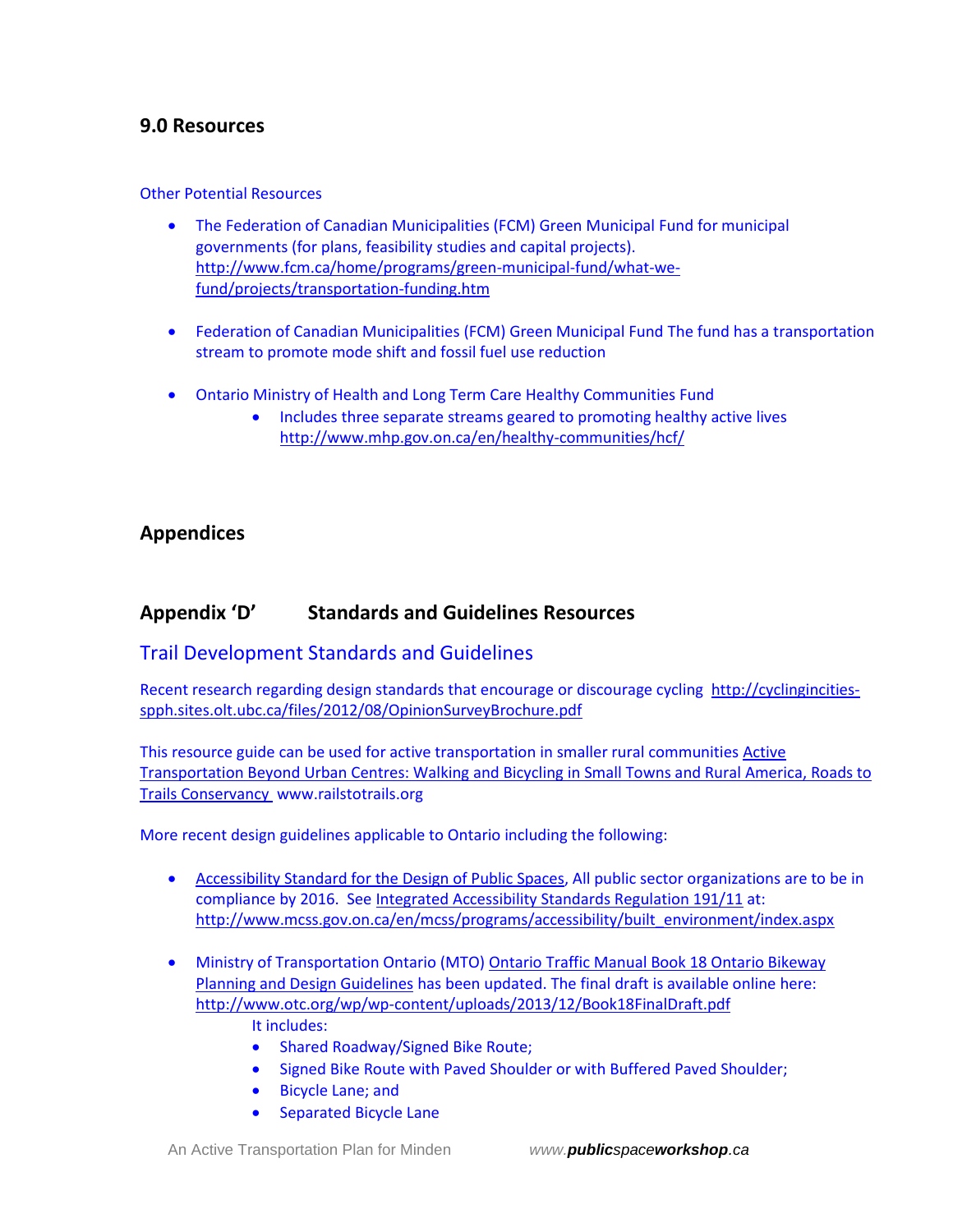## 9.0 Resources

Other Potential Resources

- The Federation of Canadian Municipalities (FCM) Green Municipal Fund for municipal governments (for plans, feasibility studies and capital projects). http://www.fcm.ca/home/programs/green-municipal-fund/what-we-fund/projects/transportation-funding.htm

- Federation of Canadian Municipalities (FCM) Green Municipal Fund The fund has a transportation stream to promote mode shift and fossil fuel use reduction

- Ontario Ministry of Health and Long Term Care Healthy Communities Fund
    - Includes three separate streams geared to promoting healthy active lives http://www.mhp.gov.on.ca/en/healthy-communities/hcf/

## Appendices

## Appendix 'D' Standards and Guidelines Resources

### Trail Development Standards and Guidelines

Recent research regarding design standards that encourage or discourage cycling http://cyclingincities-spph.sites.olt.ubc.ca/files/2012/08/OpinionSurveyBrochure.pdf

This resource guide can be used for active transportation in smaller rural communities Active Transportation Beyond Urban Centres: Walking and Bicycling in Small Towns and Rural America, Roads to Trails Conservancy www.railstotrails.org

More recent design guidelines applicable to Ontario including the following:

- Accessibility Standard for the Design of Public Spaces, All public sector organizations are to be in compliance by 2016. See Integrated Accessibility Standards Regulation 191/11 at: http://www.mcss.gov.on.ca/en/mcss/programs/accessibility/built_environment/index.aspx

- Ministry of Transportation Ontario (MTO) Ontario Traffic Manual Book 18 Ontario Bikeway Planning and Design Guidelines has been updated. The final draft is available online here: http://www.otc.org/wp/wp-content/uploads/2013/12/Book18FinalDraft.pdf

    It includes:
    - Shared Roadway/Signed Bike Route;
    - Signed Bike Route with Paved Shoulder or with Buffered Paved Shoulder;
    - Bicycle Lane; and
    - Separated Bicycle Lane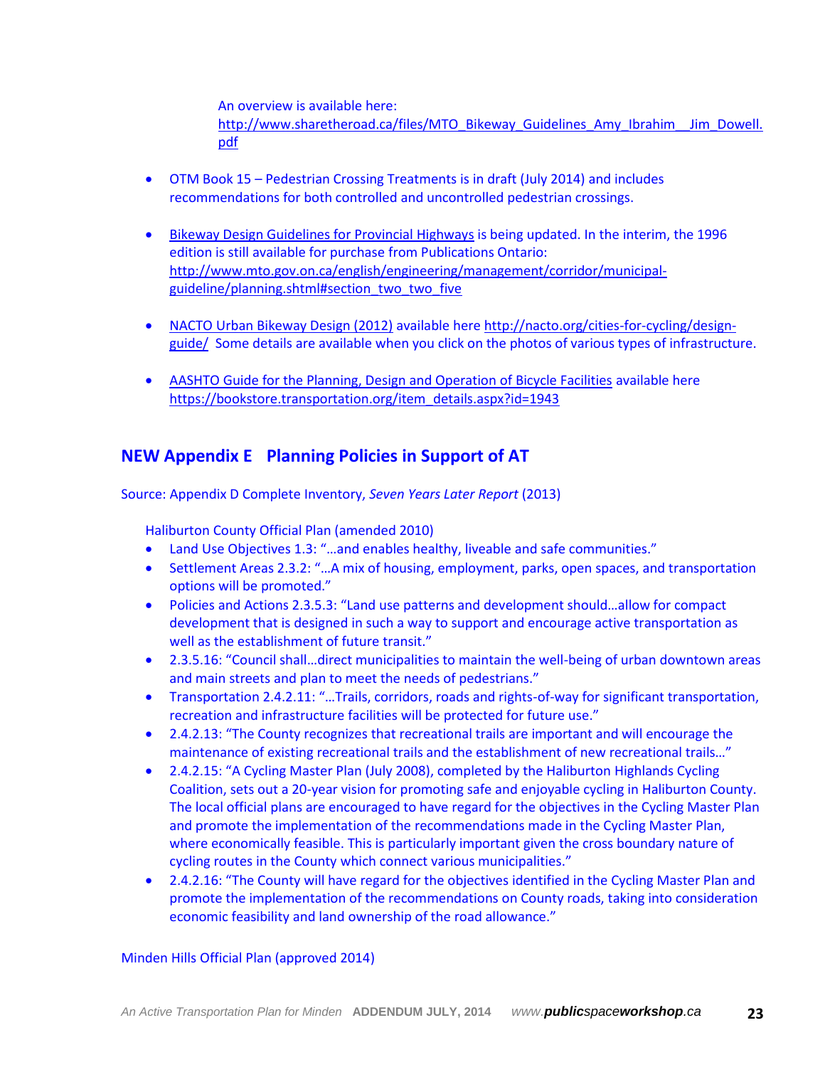An overview is available here: http://www.sharetheroad.ca/files/MTO_Bikeway_Guidelines_Amy_Ibrahim__Jim_Dowell.pdf

- OTM Book 15 – Pedestrian Crossing Treatments is in draft (July 2014) and includes recommendations for both controlled and uncontrolled pedestrian crossings.

- Bikeway Design Guidelines for Provincial Highways is being updated. In the interim, the 1996 edition is still available for purchase from Publications Ontario: http://www.mto.gov.on.ca/english/engineering/management/corridor/municipal-guideline/planning.shtml#section_two_two_five

- NACTO Urban Bikeway Design (2012) available here http://nacto.org/cities-for-cycling/design-guide/ Some details are available when you click on the photos of various types of infrastructure.

- AASHTO Guide for the Planning, Design and Operation of Bicycle Facilities available here https://bookstore.transportation.org/item_details.aspx?id=1943

## NEW Appendix E Planning Policies in Support of AT

Source: Appendix D Complete Inventory, *Seven Years Later Report* (2013)

Haliburton County Official Plan (amended 2010)

- Land Use Objectives 1.3: "…and enables healthy, liveable and safe communities."
- Settlement Areas 2.3.2: "…A mix of housing, employment, parks, open spaces, and transportation options will be promoted."
- Policies and Actions 2.3.5.3: "Land use patterns and development should…allow for compact development that is designed in such a way to support and encourage active transportation as well as the establishment of future transit."
- 2.3.5.16: "Council shall…direct municipalities to maintain the well-being of urban downtown areas and main streets and plan to meet the needs of pedestrians."
- Transportation 2.4.2.11: "…Trails, corridors, roads and rights-of-way for significant transportation, recreation and infrastructure facilities will be protected for future use."
- 2.4.2.13: "The County recognizes that recreational trails are important and will encourage the maintenance of existing recreational trails and the establishment of new recreational trails…"
- 2.4.2.15: "A Cycling Master Plan (July 2008), completed by the Haliburton Highlands Cycling Coalition, sets out a 20-year vision for promoting safe and enjoyable cycling in Haliburton County. The local official plans are encouraged to have regard for the objectives in the Cycling Master Plan and promote the implementation of the recommendations made in the Cycling Master Plan, where economically feasible. This is particularly important given the cross boundary nature of cycling routes in the County which connect various municipalities."
- 2.4.2.16: "The County will have regard for the objectives identified in the Cycling Master Plan and promote the implementation of the recommendations on County roads, taking into consideration economic feasibility and land ownership of the road allowance."

Minden Hills Official Plan (approved 2014)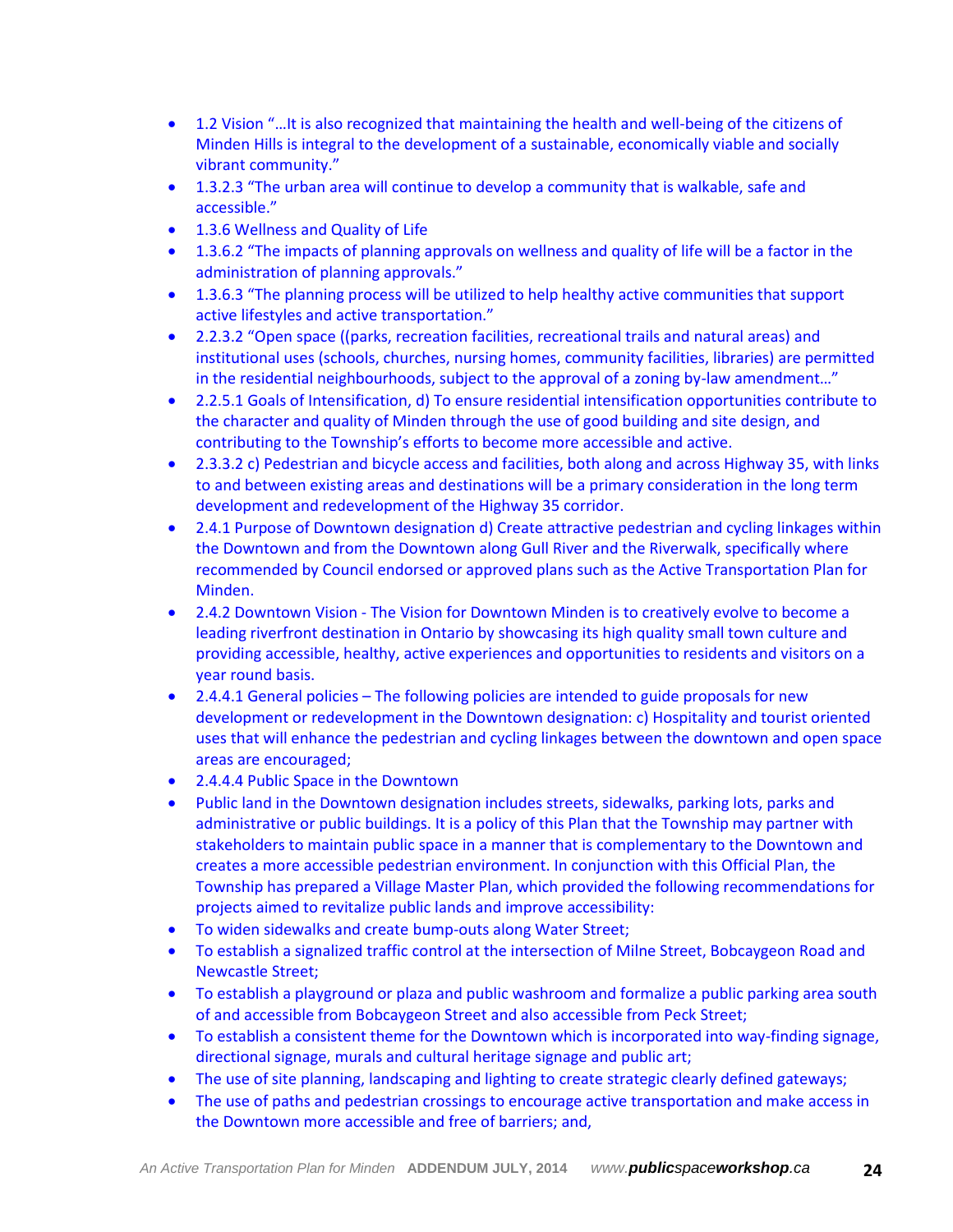- 1.2 Vision "…It is also recognized that maintaining the health and well-being of the citizens of Minden Hills is integral to the development of a sustainable, economically viable and socially vibrant community."
- 1.3.2.3 "The urban area will continue to develop a community that is walkable, safe and accessible."
- 1.3.6 Wellness and Quality of Life
- 1.3.6.2 "The impacts of planning approvals on wellness and quality of life will be a factor in the administration of planning approvals."
- 1.3.6.3 "The planning process will be utilized to help healthy active communities that support active lifestyles and active transportation."
- 2.2.3.2 "Open space ((parks, recreation facilities, recreational trails and natural areas) and institutional uses (schools, churches, nursing homes, community facilities, libraries) are permitted in the residential neighbourhoods, subject to the approval of a zoning by-law amendment…"
- 2.2.5.1 Goals of Intensification, d) To ensure residential intensification opportunities contribute to the character and quality of Minden through the use of good building and site design, and contributing to the Township's efforts to become more accessible and active.
- 2.3.3.2 c) Pedestrian and bicycle access and facilities, both along and across Highway 35, with links to and between existing areas and destinations will be a primary consideration in the long term development and redevelopment of the Highway 35 corridor.
- 2.4.1 Purpose of Downtown designation d) Create attractive pedestrian and cycling linkages within the Downtown and from the Downtown along Gull River and the Riverwalk, specifically where recommended by Council endorsed or approved plans such as the Active Transportation Plan for Minden.
- 2.4.2 Downtown Vision - The Vision for Downtown Minden is to creatively evolve to become a leading riverfront destination in Ontario by showcasing its high quality small town culture and providing accessible, healthy, active experiences and opportunities to residents and visitors on a year round basis.
- 2.4.4.1 General policies – The following policies are intended to guide proposals for new development or redevelopment in the Downtown designation: c) Hospitality and tourist oriented uses that will enhance the pedestrian and cycling linkages between the downtown and open space areas are encouraged;
- 2.4.4.4 Public Space in the Downtown
- Public land in the Downtown designation includes streets, sidewalks, parking lots, parks and administrative or public buildings. It is a policy of this Plan that the Township may partner with stakeholders to maintain public space in a manner that is complementary to the Downtown and creates a more accessible pedestrian environment. In conjunction with this Official Plan, the Township has prepared a Village Master Plan, which provided the following recommendations for projects aimed to revitalize public lands and improve accessibility:
- To widen sidewalks and create bump-outs along Water Street;
- To establish a signalized traffic control at the intersection of Milne Street, Bobcaygeon Road and Newcastle Street;
- To establish a playground or plaza and public washroom and formalize a public parking area south of and accessible from Bobcaygeon Street and also accessible from Peck Street;
- To establish a consistent theme for the Downtown which is incorporated into way-finding signage, directional signage, murals and cultural heritage signage and public art;
- The use of site planning, landscaping and lighting to create strategic clearly defined gateways;
- The use of paths and pedestrian crossings to encourage active transportation and make access in the Downtown more accessible and free of barriers; and,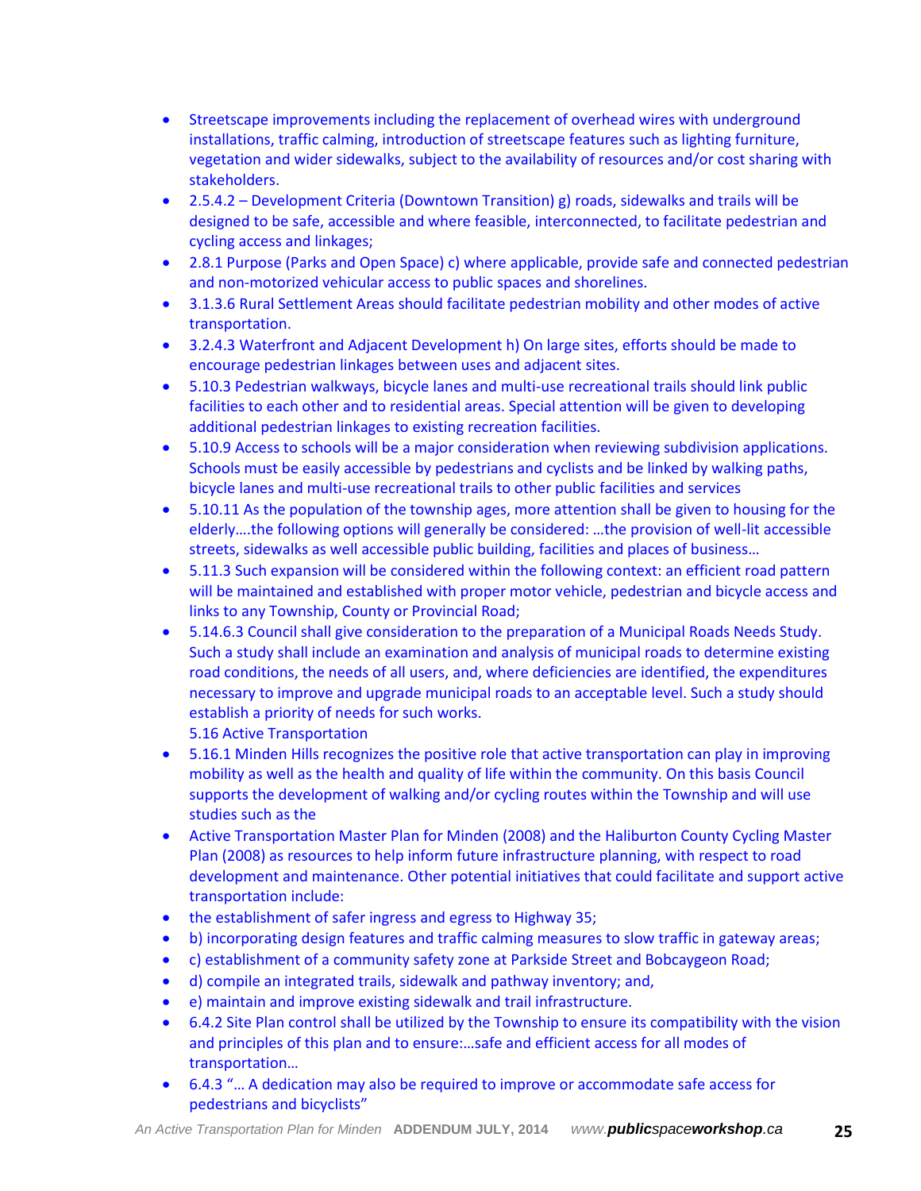- Streetscape improvements including the replacement of overhead wires with underground installations, traffic calming, introduction of streetscape features such as lighting furniture, vegetation and wider sidewalks, subject to the availability of resources and/or cost sharing with stakeholders.
- 2.5.4.2 – Development Criteria (Downtown Transition) g) roads, sidewalks and trails will be designed to be safe, accessible and where feasible, interconnected, to facilitate pedestrian and cycling access and linkages;
- 2.8.1 Purpose (Parks and Open Space) c) where applicable, provide safe and connected pedestrian and non-motorized vehicular access to public spaces and shorelines.
- 3.1.3.6 Rural Settlement Areas should facilitate pedestrian mobility and other modes of active transportation.
- 3.2.4.3 Waterfront and Adjacent Development h) On large sites, efforts should be made to encourage pedestrian linkages between uses and adjacent sites.
- 5.10.3 Pedestrian walkways, bicycle lanes and multi-use recreational trails should link public facilities to each other and to residential areas. Special attention will be given to developing additional pedestrian linkages to existing recreation facilities.
- 5.10.9 Access to schools will be a major consideration when reviewing subdivision applications. Schools must be easily accessible by pedestrians and cyclists and be linked by walking paths, bicycle lanes and multi-use recreational trails to other public facilities and services
- 5.10.11 As the population of the township ages, more attention shall be given to housing for the elderly….the following options will generally be considered: …the provision of well-lit accessible streets, sidewalks as well accessible public building, facilities and places of business…
- 5.11.3 Such expansion will be considered within the following context: an efficient road pattern will be maintained and established with proper motor vehicle, pedestrian and bicycle access and links to any Township, County or Provincial Road;
- 5.14.6.3 Council shall give consideration to the preparation of a Municipal Roads Needs Study. Such a study shall include an examination and analysis of municipal roads to determine existing road conditions, the needs of all users, and, where deficiencies are identified, the expenditures necessary to improve and upgrade municipal roads to an acceptable level. Such a study should establish a priority of needs for such works.

  5.16 Active Transportation
- 5.16.1 Minden Hills recognizes the positive role that active transportation can play in improving mobility as well as the health and quality of life within the community. On this basis Council supports the development of walking and/or cycling routes within the Township and will use studies such as the
- Active Transportation Master Plan for Minden (2008) and the Haliburton County Cycling Master Plan (2008) as resources to help inform future infrastructure planning, with respect to road development and maintenance. Other potential initiatives that could facilitate and support active transportation include:
- the establishment of safer ingress and egress to Highway 35;
- b) incorporating design features and traffic calming measures to slow traffic in gateway areas;
- c) establishment of a community safety zone at Parkside Street and Bobcaygeon Road;
- d) compile an integrated trails, sidewalk and pathway inventory; and,
- e) maintain and improve existing sidewalk and trail infrastructure.
- 6.4.2 Site Plan control shall be utilized by the Township to ensure its compatibility with the vision and principles of this plan and to ensure:…safe and efficient access for all modes of transportation…
- 6.4.3 "… A dedication may also be required to improve or accommodate safe access for pedestrians and bicyclists"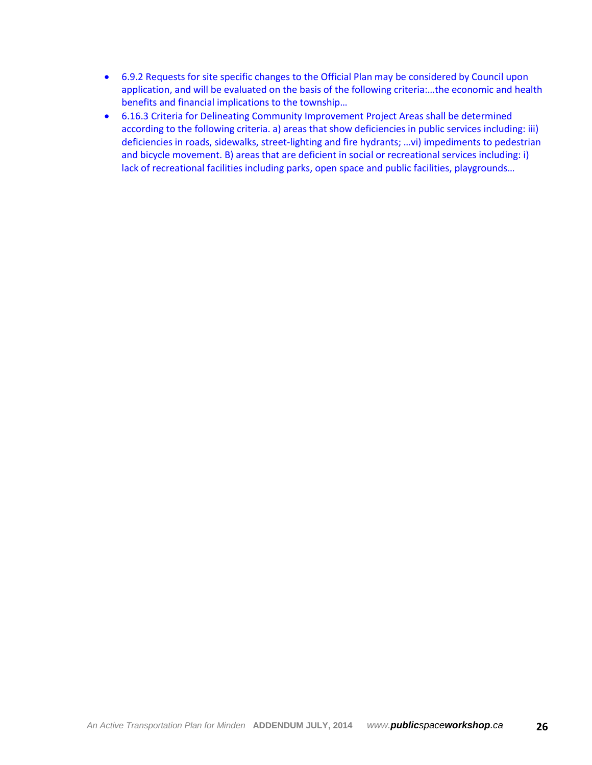- 6.9.2 Requests for site specific changes to the Official Plan may be considered by Council upon application, and will be evaluated on the basis of the following criteria:…the economic and health benefits and financial implications to the township…
- 6.16.3 Criteria for Delineating Community Improvement Project Areas shall be determined according to the following criteria. a) areas that show deficiencies in public services including: iii) deficiencies in roads, sidewalks, street-lighting and fire hydrants; …vi) impediments to pedestrian and bicycle movement. B) areas that are deficient in social or recreational services including: i) lack of recreational facilities including parks, open space and public facilities, playgrounds…